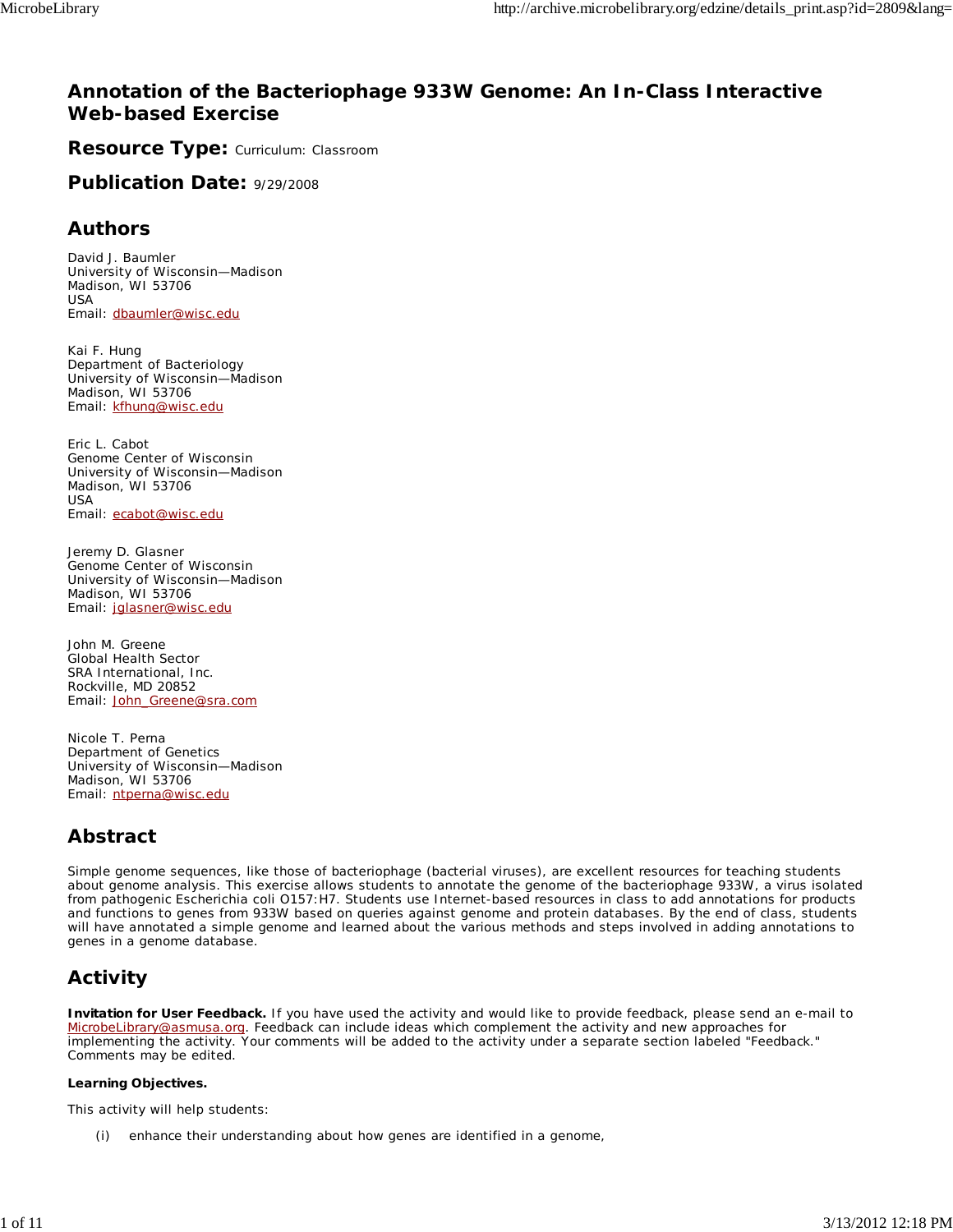# Annotation of the Bacteriophage 933W Genome: An In-Class Interactive Web-based Exercise

## Resource Type: Curriculum: Classroom

## Publication Date: 9/29/2008

## Authors

David J. Baumler
University of Wisconsin—Madison
Madison, WI 53706
USA
Email: dbaumler@wisc.edu

Kai F. Hung
Department of Bacteriology
University of Wisconsin—Madison
Madison, WI 53706
Email: kfhung@wisc.edu

Eric L. Cabot
Genome Center of Wisconsin
University of Wisconsin—Madison
Madison, WI 53706
USA
Email: ecabot@wisc.edu

Jeremy D. Glasner
Genome Center of Wisconsin
University of Wisconsin—Madison
Madison, WI 53706
Email: jglasner@wisc.edu

John M. Greene
Global Health Sector
SRA International, Inc.
Rockville, MD 20852
Email: John_Greene@sra.com

Nicole T. Perna
Department of Genetics
University of Wisconsin—Madison
Madison, WI 53706
Email: ntperna@wisc.edu

## Abstract

Simple genome sequences, like those of bacteriophage (bacterial viruses), are excellent resources for teaching students about genome analysis. This exercise allows students to annotate the genome of the bacteriophage 933W, a virus isolated from pathogenic Escherichia coli O157:H7. Students use Internet-based resources in class to add annotations for products and functions to genes from 933W based on queries against genome and protein databases. By the end of class, students will have annotated a simple genome and learned about the various methods and steps involved in adding annotations to genes in a genome database.

## Activity

**Invitation for User Feedback.** If you have used the activity and would like to provide feedback, please send an e-mail to MicrobeLibrary@asmusa.org. Feedback can include ideas which complement the activity and new approaches for implementing the activity. Your comments will be added to the activity under a separate section labeled "Feedback." Comments may be edited.

**Learning Objectives.**

This activity will help students:

(i) enhance their understanding about how genes are identified in a genome,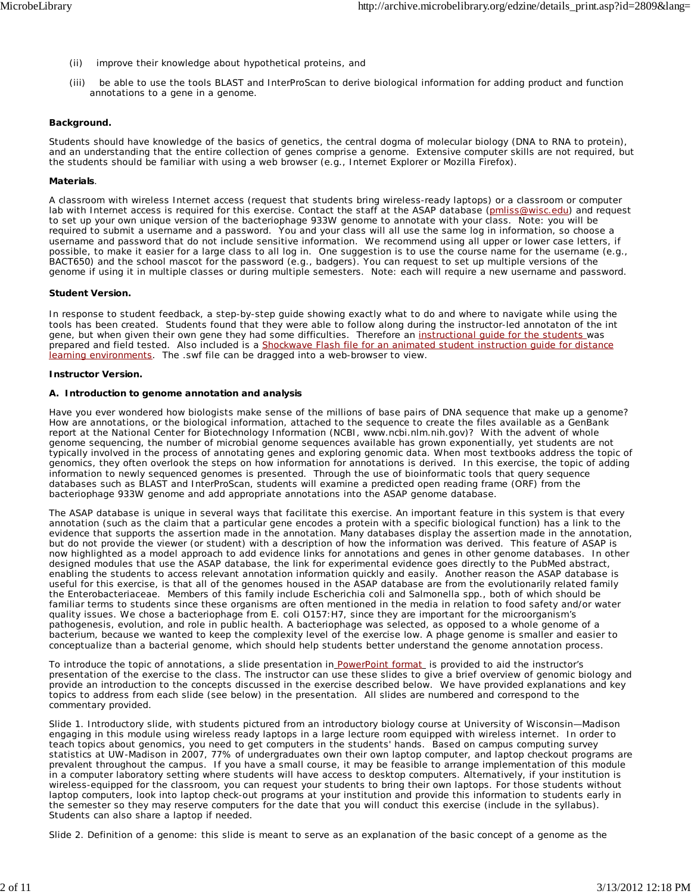(ii) improve their knowledge about hypothetical proteins, and

(iii) be able to use the tools BLAST and InterProScan to derive biological information for adding product and function annotations to a gene in a genome.

**Background.**

Students should have knowledge of the basics of genetics, the central dogma of molecular biology (DNA to RNA to protein), and an understanding that the entire collection of genes comprise a genome. Extensive computer skills are not required, but the students should be familiar with using a web browser (e.g., Internet Explorer or Mozilla Firefox).

**Materials**.

A classroom with wireless Internet access (request that students bring wireless-ready laptops) or a classroom or computer lab with Internet access is required for this exercise. Contact the staff at the ASAP database (pmliss@wisc.edu) and request to set up your own unique version of the bacteriophage 933W genome to annotate with your class. Note: you will be required to submit a username and a password. You and your class will all use the same log in information, so choose a username and password that do not include sensitive information. We recommend using all upper or lower case letters, if possible, to make it easier for a large class to all log in. One suggestion is to use the course name for the username (e.g., BACT650) and the school mascot for the password (e.g., badgers). You can request to set up multiple versions of the genome if using it in multiple classes or during multiple semesters. Note: each will require a new username and password.

**Student Version.**

In response to student feedback, a step-by-step guide showing exactly what to do and where to navigate while using the tools has been created. Students found that they were able to follow along during the instructor-led annotaton of the int gene, but when given their own gene they had some difficulties. Therefore an instructional guide for the students was prepared and field tested. Also included is a Shockwave Flash file for an animated student instruction guide for distance learning environments. The .swf file can be dragged into a web-browser to view.

**Instructor Version.**

**A. Introduction to genome annotation and analysis**

Have you ever wondered how biologists make sense of the millions of base pairs of DNA sequence that make up a genome? How are annotations, or the biological information, attached to the sequence to create the files available as a GenBank report at the National Center for Biotechnology Information (NCBI, www.ncbi.nlm.nih.gov)? With the advent of whole genome sequencing, the number of microbial genome sequences available has grown exponentially, yet students are not typically involved in the process of annotating genes and exploring genomic data. When most textbooks address the topic of genomics, they often overlook the steps on how information for annotations is derived. In this exercise, the topic of adding information to newly sequenced genomes is presented. Through the use of bioinformatic tools that query sequence databases such as BLAST and InterProScan, students will examine a predicted open reading frame (ORF) from the bacteriophage 933W genome and add appropriate annotations into the ASAP genome database.

The ASAP database is unique in several ways that facilitate this exercise. An important feature in this system is that every annotation (such as the claim that a particular gene encodes a protein with a specific biological function) has a link to the evidence that supports the assertion made in the annotation. Many databases display the assertion made in the annotation, but do not provide the viewer (or student) with a description of how the information was derived. This feature of ASAP is now highlighted as a model approach to add evidence links for annotations and genes in other genome databases. In other designed modules that use the ASAP database, the link for experimental evidence goes directly to the PubMed abstract, enabling the students to access relevant annotation information quickly and easily. Another reason the ASAP database is useful for this exercise, is that all of the genomes housed in the ASAP database are from the evolutionarily related family the Enterobacteriaceae. Members of this family include Escherichia coli and Salmonella spp., both of which should be familiar terms to students since these organisms are often mentioned in the media in relation to food safety and/or water quality issues. We chose a bacteriophage from E. coli O157:H7, since they are important for the microorganism's pathogenesis, evolution, and role in public health. A bacteriophage was selected, as opposed to a whole genome of a bacterium, because we wanted to keep the complexity level of the exercise low. A phage genome is smaller and easier to conceptualize than a bacterial genome, which should help students better understand the genome annotation process.

To introduce the topic of annotations, a slide presentation in PowerPoint format is provided to aid the instructor's presentation of the exercise to the class. The instructor can use these slides to give a brief overview of genomic biology and provide an introduction to the concepts discussed in the exercise described below. We have provided explanations and key topics to address from each slide (see below) in the presentation. All slides are numbered and correspond to the commentary provided.

Slide 1. Introductory slide, with students pictured from an introductory biology course at University of Wisconsin—Madison engaging in this module using wireless ready laptops in a large lecture room equipped with wireless internet. In order to teach topics about genomics, you need to get computers in the students' hands. Based on campus computing survey statistics at UW-Madison in 2007, 77% of undergraduates own their own laptop computer, and laptop checkout programs are prevalent throughout the campus. If you have a small course, it may be feasible to arrange implementation of this module in a computer laboratory setting where students will have access to desktop computers. Alternatively, if your institution is wireless-equipped for the classroom, you can request your students to bring their own laptops. For those students without laptop computers, look into laptop check-out programs at your institution and provide this information to students early in the semester so they may reserve computers for the date that you will conduct this exercise (include in the syllabus). Students can also share a laptop if needed.

Slide 2. Definition of a genome: this slide is meant to serve as an explanation of the basic concept of a genome as the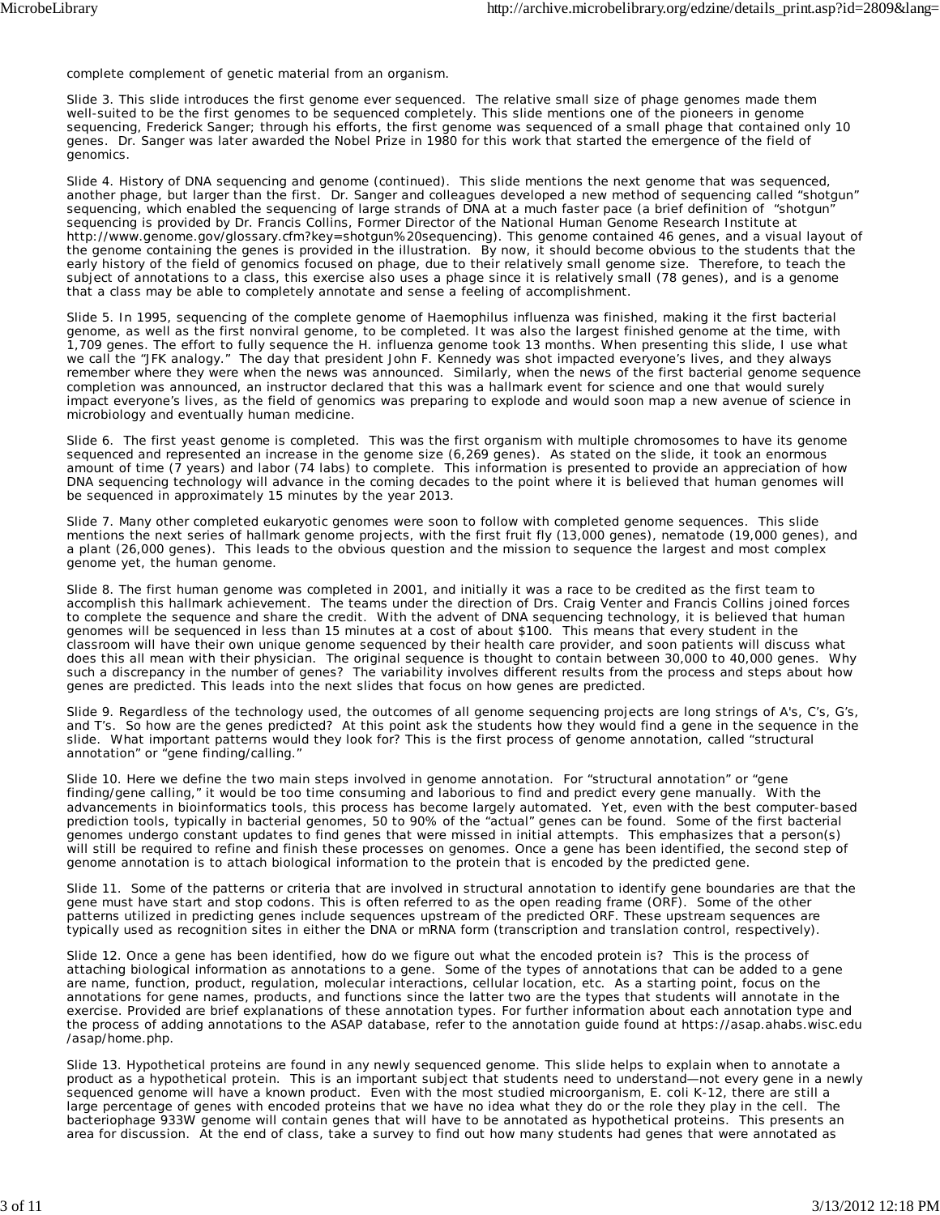complete complement of genetic material from an organism.

Slide 3. This slide introduces the first genome ever sequenced. The relative small size of phage genomes made them well-suited to be the first genomes to be sequenced completely. This slide mentions one of the pioneers in genome sequencing, Frederick Sanger; through his efforts, the first genome was sequenced of a small phage that contained only 10 genes. Dr. Sanger was later awarded the Nobel Prize in 1980 for this work that started the emergence of the field of genomics.

Slide 4. History of DNA sequencing and genome (continued). This slide mentions the next genome that was sequenced, another phage, but larger than the first. Dr. Sanger and colleagues developed a new method of sequencing called “shotgun” sequencing, which enabled the sequencing of large strands of DNA at a much faster pace (a brief definition of “shotgun” sequencing is provided by Dr. Francis Collins, Former Director of the National Human Genome Research Institute at http://www.genome.gov/glossary.cfm?key=shotgun%20sequencing). This genome contained 46 genes, and a visual layout of the genome containing the genes is provided in the illustration. By now, it should become obvious to the students that the early history of the field of genomics focused on phage, due to their relatively small genome size. Therefore, to teach the subject of annotations to a class, this exercise also uses a phage since it is relatively small (78 genes), and is a genome that a class may be able to completely annotate and sense a feeling of accomplishment.

Slide 5. In 1995, sequencing of the complete genome of Haemophilus influenza was finished, making it the first bacterial genome, as well as the first nonviral genome, to be completed. It was also the largest finished genome at the time, with 1,709 genes. The effort to fully sequence the H. influenza genome took 13 months. When presenting this slide, I use what we call the “JFK analogy.” The day that president John F. Kennedy was shot impacted everyone’s lives, and they always remember where they were when the news was announced. Similarly, when the news of the first bacterial genome sequence completion was announced, an instructor declared that this was a hallmark event for science and one that would surely impact everyone’s lives, as the field of genomics was preparing to explode and would soon map a new avenue of science in microbiology and eventually human medicine.

Slide 6. The first yeast genome is completed. This was the first organism with multiple chromosomes to have its genome sequenced and represented an increase in the genome size (6,269 genes). As stated on the slide, it took an enormous amount of time (7 years) and labor (74 labs) to complete. This information is presented to provide an appreciation of how DNA sequencing technology will advance in the coming decades to the point where it is believed that human genomes will be sequenced in approximately 15 minutes by the year 2013.

Slide 7. Many other completed eukaryotic genomes were soon to follow with completed genome sequences. This slide mentions the next series of hallmark genome projects, with the first fruit fly (13,000 genes), nematode (19,000 genes), and a plant (26,000 genes). This leads to the obvious question and the mission to sequence the largest and most complex genome yet, the human genome.

Slide 8. The first human genome was completed in 2001, and initially it was a race to be credited as the first team to accomplish this hallmark achievement. The teams under the direction of Drs. Craig Venter and Francis Collins joined forces to complete the sequence and share the credit. With the advent of DNA sequencing technology, it is believed that human genomes will be sequenced in less than 15 minutes at a cost of about $100. This means that every student in the classroom will have their own unique genome sequenced by their health care provider, and soon patients will discuss what does this all mean with their physician. The original sequence is thought to contain between 30,000 to 40,000 genes. Why such a discrepancy in the number of genes? The variability involves different results from the process and steps about how genes are predicted. This leads into the next slides that focus on how genes are predicted.

Slide 9. Regardless of the technology used, the outcomes of all genome sequencing projects are long strings of A's, C’s, G’s, and T’s. So how are the genes predicted? At this point ask the students how they would find a gene in the sequence in the slide. What important patterns would they look for? This is the first process of genome annotation, called “structural annotation” or “gene finding/calling.”

Slide 10. Here we define the two main steps involved in genome annotation. For “structural annotation” or “gene finding/gene calling,” it would be too time consuming and laborious to find and predict every gene manually. With the advancements in bioinformatics tools, this process has become largely automated. Yet, even with the best computer-based prediction tools, typically in bacterial genomes, 50 to 90% of the “actual” genes can be found. Some of the first bacterial genomes undergo constant updates to find genes that were missed in initial attempts. This emphasizes that a person(s) will still be required to refine and finish these processes on genomes. Once a gene has been identified, the second step of genome annotation is to attach biological information to the protein that is encoded by the predicted gene.

Slide 11. Some of the patterns or criteria that are involved in structural annotation to identify gene boundaries are that the gene must have start and stop codons. This is often referred to as the open reading frame (ORF). Some of the other patterns utilized in predicting genes include sequences upstream of the predicted ORF. These upstream sequences are typically used as recognition sites in either the DNA or mRNA form (transcription and translation control, respectively).

Slide 12. Once a gene has been identified, how do we figure out what the encoded protein is? This is the process of attaching biological information as annotations to a gene. Some of the types of annotations that can be added to a gene are name, function, product, regulation, molecular interactions, cellular location, etc. As a starting point, focus on the annotations for gene names, products, and functions since the latter two are the types that students will annotate in the exercise. Provided are brief explanations of these annotation types. For further information about each annotation type and the process of adding annotations to the ASAP database, refer to the annotation guide found at https://asap.ahabs.wisc.edu/asap/home.php.

Slide 13. Hypothetical proteins are found in any newly sequenced genome. This slide helps to explain when to annotate a product as a hypothetical protein. This is an important subject that students need to understand—not every gene in a newly sequenced genome will have a known product. Even with the most studied microorganism, E. coli K-12, there are still a large percentage of genes with encoded proteins that we have no idea what they do or the role they play in the cell. The bacteriophage 933W genome will contain genes that will have to be annotated as hypothetical proteins. This presents an area for discussion. At the end of class, take a survey to find out how many students had genes that were annotated as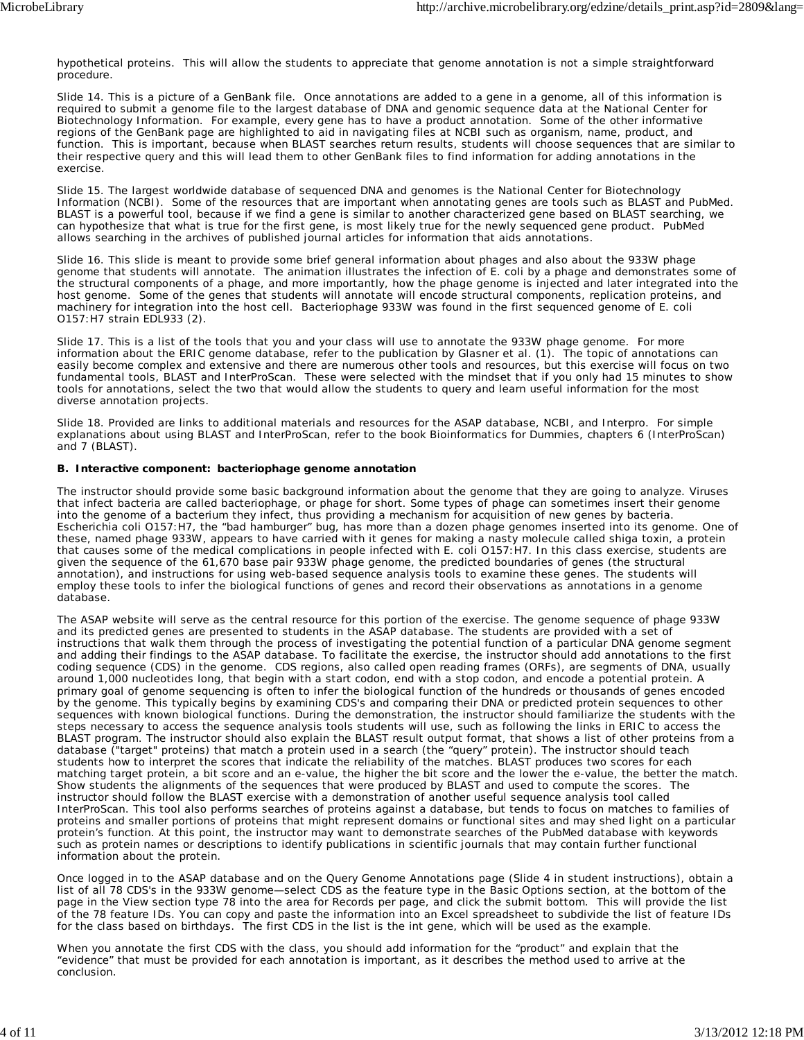hypothetical proteins. This will allow the students to appreciate that genome annotation is not a simple straightforward procedure.

Slide 14. This is a picture of a GenBank file. Once annotations are added to a gene in a genome, all of this information is required to submit a genome file to the largest database of DNA and genomic sequence data at the National Center for Biotechnology Information. For example, every gene has to have a product annotation. Some of the other informative regions of the GenBank page are highlighted to aid in navigating files at NCBI such as organism, name, product, and function. This is important, because when BLAST searches return results, students will choose sequences that are similar to their respective query and this will lead them to other GenBank files to find information for adding annotations in the exercise.

Slide 15. The largest worldwide database of sequenced DNA and genomes is the National Center for Biotechnology Information (NCBI). Some of the resources that are important when annotating genes are tools such as BLAST and PubMed. BLAST is a powerful tool, because if we find a gene is similar to another characterized gene based on BLAST searching, we can hypothesize that what is true for the first gene, is most likely true for the newly sequenced gene product. PubMed allows searching in the archives of published journal articles for information that aids annotations.

Slide 16. This slide is meant to provide some brief general information about phages and also about the 933W phage genome that students will annotate. The animation illustrates the infection of E. coli by a phage and demonstrates some of the structural components of a phage, and more importantly, how the phage genome is injected and later integrated into the host genome. Some of the genes that students will annotate will encode structural components, replication proteins, and machinery for integration into the host cell. Bacteriophage 933W was found in the first sequenced genome of E. coli O157:H7 strain EDL933 (2).

Slide 17. This is a list of the tools that you and your class will use to annotate the 933W phage genome. For more information about the ERIC genome database, refer to the publication by Glasner et al. (1). The topic of annotations can easily become complex and extensive and there are numerous other tools and resources, but this exercise will focus on two fundamental tools, BLAST and InterProScan. These were selected with the mindset that if you only had 15 minutes to show tools for annotations, select the two that would allow the students to query and learn useful information for the most diverse annotation projects.

Slide 18. Provided are links to additional materials and resources for the ASAP database, NCBI, and Interpro. For simple explanations about using BLAST and InterProScan, refer to the book Bioinformatics for Dummies, chapters 6 (InterProScan) and 7 (BLAST).

**B. Interactive component: bacteriophage genome annotation**

The instructor should provide some basic background information about the genome that they are going to analyze. Viruses that infect bacteria are called bacteriophage, or phage for short. Some types of phage can sometimes insert their genome into the genome of a bacterium they infect, thus providing a mechanism for acquisition of new genes by bacteria. Escherichia coli O157:H7, the "bad hamburger" bug, has more than a dozen phage genomes inserted into its genome. One of these, named phage 933W, appears to have carried with it genes for making a nasty molecule called shiga toxin, a protein that causes some of the medical complications in people infected with E. coli O157:H7. In this class exercise, students are given the sequence of the 61,670 base pair 933W phage genome, the predicted boundaries of genes (the structural annotation), and instructions for using web-based sequence analysis tools to examine these genes. The students will employ these tools to infer the biological functions of genes and record their observations as annotations in a genome database.

The ASAP website will serve as the central resource for this portion of the exercise. The genome sequence of phage 933W and its predicted genes are presented to students in the ASAP database. The students are provided with a set of instructions that walk them through the process of investigating the potential function of a particular DNA genome segment and adding their findings to the ASAP database. To facilitate the exercise, the instructor should add annotations to the first coding sequence (CDS) in the genome. CDS regions, also called open reading frames (ORFs), are segments of DNA, usually around 1,000 nucleotides long, that begin with a start codon, end with a stop codon, and encode a potential protein. A primary goal of genome sequencing is often to infer the biological function of the hundreds or thousands of genes encoded by the genome. This typically begins by examining CDS's and comparing their DNA or predicted protein sequences to other sequences with known biological functions. During the demonstration, the instructor should familiarize the students with the steps necessary to access the sequence analysis tools students will use, such as following the links in ERIC to access the BLAST program. The instructor should also explain the BLAST result output format, that shows a list of other proteins from a database ("target" proteins) that match a protein used in a search (the "query" protein). The instructor should teach students how to interpret the scores that indicate the reliability of the matches. BLAST produces two scores for each matching target protein, a bit score and an e-value, the higher the bit score and the lower the e-value, the better the match. Show students the alignments of the sequences that were produced by BLAST and used to compute the scores. The instructor should follow the BLAST exercise with a demonstration of another useful sequence analysis tool called InterProScan. This tool also performs searches of proteins against a database, but tends to focus on matches to families of proteins and smaller portions of proteins that might represent domains or functional sites and may shed light on a particular protein's function. At this point, the instructor may want to demonstrate searches of the PubMed database with keywords such as protein names or descriptions to identify publications in scientific journals that may contain further functional information about the protein.

Once logged in to the ASAP database and on the Query Genome Annotations page (Slide 4 in student instructions), obtain a list of all 78 CDS's in the 933W genome—select CDS as the feature type in the Basic Options section, at the bottom of the page in the View section type 78 into the area for Records per page, and click the submit bottom. This will provide the list of the 78 feature IDs. You can copy and paste the information into an Excel spreadsheet to subdivide the list of feature IDs for the class based on birthdays. The first CDS in the list is the int gene, which will be used as the example.

When you annotate the first CDS with the class, you should add information for the "product" and explain that the "evidence" that must be provided for each annotation is important, as it describes the method used to arrive at the conclusion.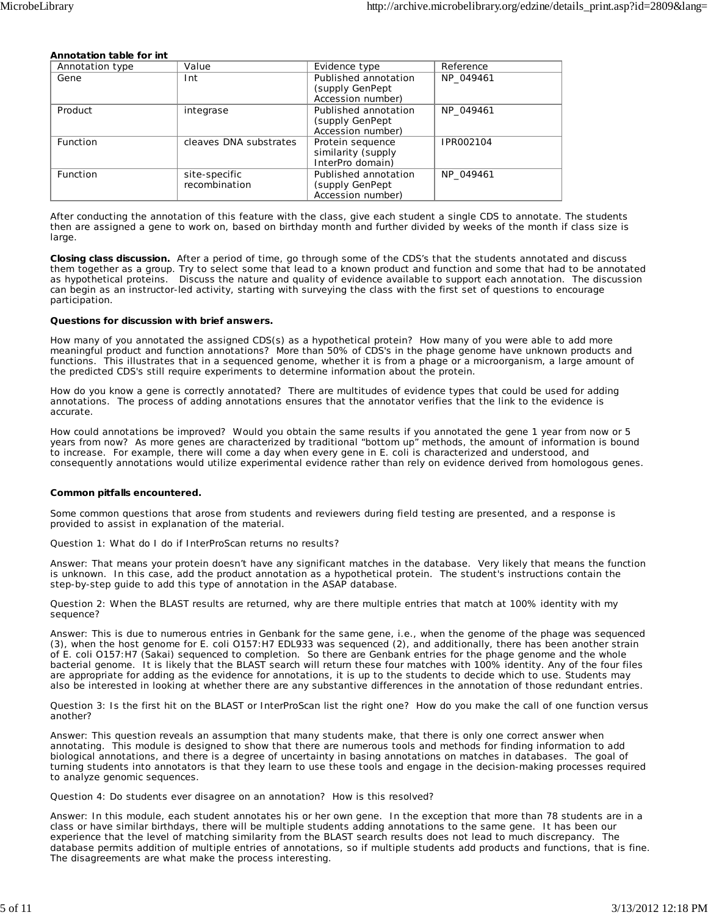**Annotation table for int**

| Annotation type | Value | Evidence type | Reference |
|---|---|---|---|
| Gene | Int | Published annotation (supply GenPept Accession number) | NP_049461 |
| Product | integrase | Published annotation (supply GenPept Accession number) | NP_049461 |
| Function | cleaves DNA substrates | Protein sequence similarity (supply InterPro domain) | IPR002104 |
| Function | site-specific recombination | Published annotation (supply GenPept Accession number) | NP_049461 |

After conducting the annotation of this feature with the class, give each student a single CDS to annotate. The students then are assigned a gene to work on, based on birthday month and further divided by weeks of the month if class size is large.

**Closing class discussion.** After a period of time, go through some of the CDS's that the students annotated and discuss them together as a group. Try to select some that lead to a known product and function and some that had to be annotated as hypothetical proteins. Discuss the nature and quality of evidence available to support each annotation. The discussion can begin as an instructor-led activity, starting with surveying the class with the first set of questions to encourage participation.

**Questions for discussion with brief answers.**

How many of you annotated the assigned CDS(s) as a hypothetical protein? How many of you were able to add more meaningful product and function annotations? More than 50% of CDS's in the phage genome have unknown products and functions. This illustrates that in a sequenced genome, whether it is from a phage or a microorganism, a large amount of the predicted CDS's still require experiments to determine information about the protein.

How do you know a gene is correctly annotated? There are multitudes of evidence types that could be used for adding annotations. The process of adding annotations ensures that the annotator verifies that the link to the evidence is accurate.

How could annotations be improved? Would you obtain the same results if you annotated the gene 1 year from now or 5 years from now? As more genes are characterized by traditional "bottom up" methods, the amount of information is bound to increase. For example, there will come a day when every gene in E. coli is characterized and understood, and consequently annotations would utilize experimental evidence rather than rely on evidence derived from homologous genes.

**Common pitfalls encountered.**

Some common questions that arose from students and reviewers during field testing are presented, and a response is provided to assist in explanation of the material.

Question 1: What do I do if InterProScan returns no results?

Answer: That means your protein doesn't have any significant matches in the database. Very likely that means the function is unknown. In this case, add the product annotation as a hypothetical protein. The student's instructions contain the step-by-step guide to add this type of annotation in the ASAP database.

Question 2: When the BLAST results are returned, why are there multiple entries that match at 100% identity with my sequence?

Answer: This is due to numerous entries in Genbank for the same gene, i.e., when the genome of the phage was sequenced (3), when the host genome for E. coli O157:H7 EDL933 was sequenced (2), and additionally, there has been another strain of E. coli O157:H7 (Sakai) sequenced to completion. So there are Genbank entries for the phage genome and the whole bacterial genome. It is likely that the BLAST search will return these four matches with 100% identity. Any of the four files are appropriate for adding as the evidence for annotations, it is up to the students to decide which to use. Students may also be interested in looking at whether there are any substantive differences in the annotation of those redundant entries.

Question 3: Is the first hit on the BLAST or InterProScan list the right one? How do you make the call of one function versus another?

Answer: This question reveals an assumption that many students make, that there is only one correct answer when annotating. This module is designed to show that there are numerous tools and methods for finding information to add biological annotations, and there is a degree of uncertainty in basing annotations on matches in databases. The goal of turning students into annotators is that they learn to use these tools and engage in the decision-making processes required to analyze genomic sequences.

Question 4: Do students ever disagree on an annotation? How is this resolved?

Answer: In this module, each student annotates his or her own gene. In the exception that more than 78 students are in a class or have similar birthdays, there will be multiple students adding annotations to the same gene. It has been our experience that the level of matching similarity from the BLAST search results does not lead to much discrepancy. The database permits addition of multiple entries of annotations, so if multiple students add products and functions, that is fine. The disagreements are what make the process interesting.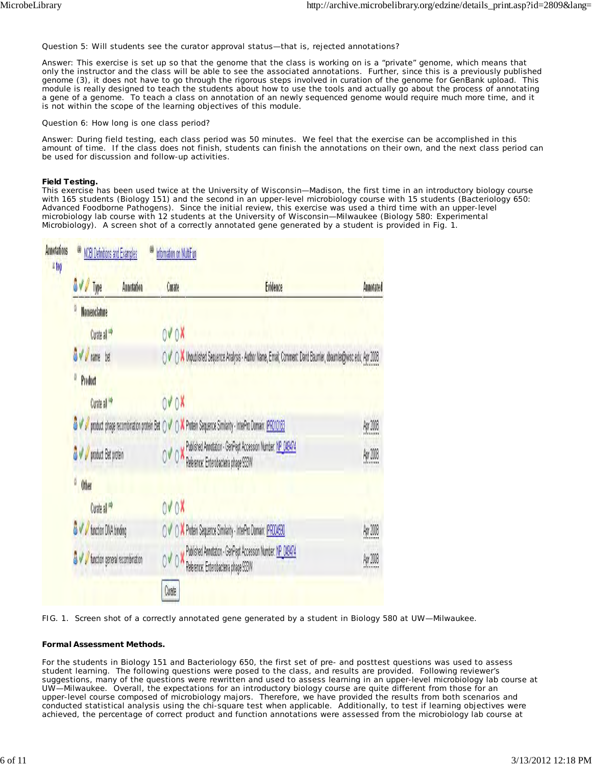Question 5: Will students see the curator approval status—that is, rejected annotations?

Answer: This exercise is set up so that the genome that the class is working on is a "private" genome, which means that only the instructor and the class will be able to see the associated annotations. Further, since this is a previously published genome (3), it does not have to go through the rigorous steps involved in curation of the genome for GenBank upload. This module is really designed to teach the students about how to use the tools and actually go about the process of annotating a gene of a genome. To teach a class on annotation of an newly sequenced genome would require much more time, and it is not within the scope of the learning objectives of this module.

Question 6: How long is one class period?

Answer: During field testing, each class period was 50 minutes. We feel that the exercise can be accomplished in this amount of time. If the class does not finish, students can finish the annotations on their own, and the next class period can be used for discussion and follow-up activities.

**Field Testing.**
This exercise has been used twice at the University of Wisconsin—Madison, the first time in an introductory biology course with 165 students (Biology 151) and the second in an upper-level microbiology course with 15 students (Bacteriology 650: Advanced Foodborne Pathogens). Since the initial review, this exercise was used a third time with an upper-level microbiology lab course with 12 students at the University of Wisconsin—Milwaukee (Biology 580: Experimental Microbiology). A screen shot of a correctly annotated gene generated by a student is provided in Fig. 1.

| Type | Annotation | Curate | Evidence | Annotated |
|---|---|---|---|---|
| **Nomenclature** | | | | |
| | Curate all | | | |
| name | bet | | Unpublished Sequence Analysis - Author Name, Email, Comment: David Baumler, dbaumler@wisc.edu | Apr 2008 |
| **Product** | | | | |
| | Curate all | | | |
| product | phage recombination protein Bet | | Protein Sequence Similarity - InterPro Domain: IPR010183 | Apr 2008 |
| product | Bet protein | | Published Annotation - GenPept Accession Number: NP_049474 Reference: Enterobacteria phage 933W | Apr 2008 |
| **Other** | | | | |
| | Curate all | | | |
| function | DNA binding | | Protein Sequence Similarity - InterPro Domain: IPR004590 | Apr 2008 |
| function | general recombination | | Published Annotation - GenPept Accession Number: NP_049474 Reference: Enterobacteria phage 933W | Apr 2008 |

FIG. 1. Screen shot of a correctly annotated gene generated by a student in Biology 580 at UW—Milwaukee.

**Formal Assessment Methods.**

For the students in Biology 151 and Bacteriology 650, the first set of pre- and posttest questions was used to assess student learning. The following questions were posed to the class, and results are provided. Following reviewer's suggestions, many of the questions were rewritten and used to assess learning in an upper-level microbiology lab course at UW—Milwaukee. Overall, the expectations for an introductory biology course are quite different from those for an upper-level course composed of microbiology majors. Therefore, we have provided the results from both scenarios and conducted statistical analysis using the chi-square test when applicable. Additionally, to test if learning objectives were achieved, the percentage of correct product and function annotations were assessed from the microbiology lab course at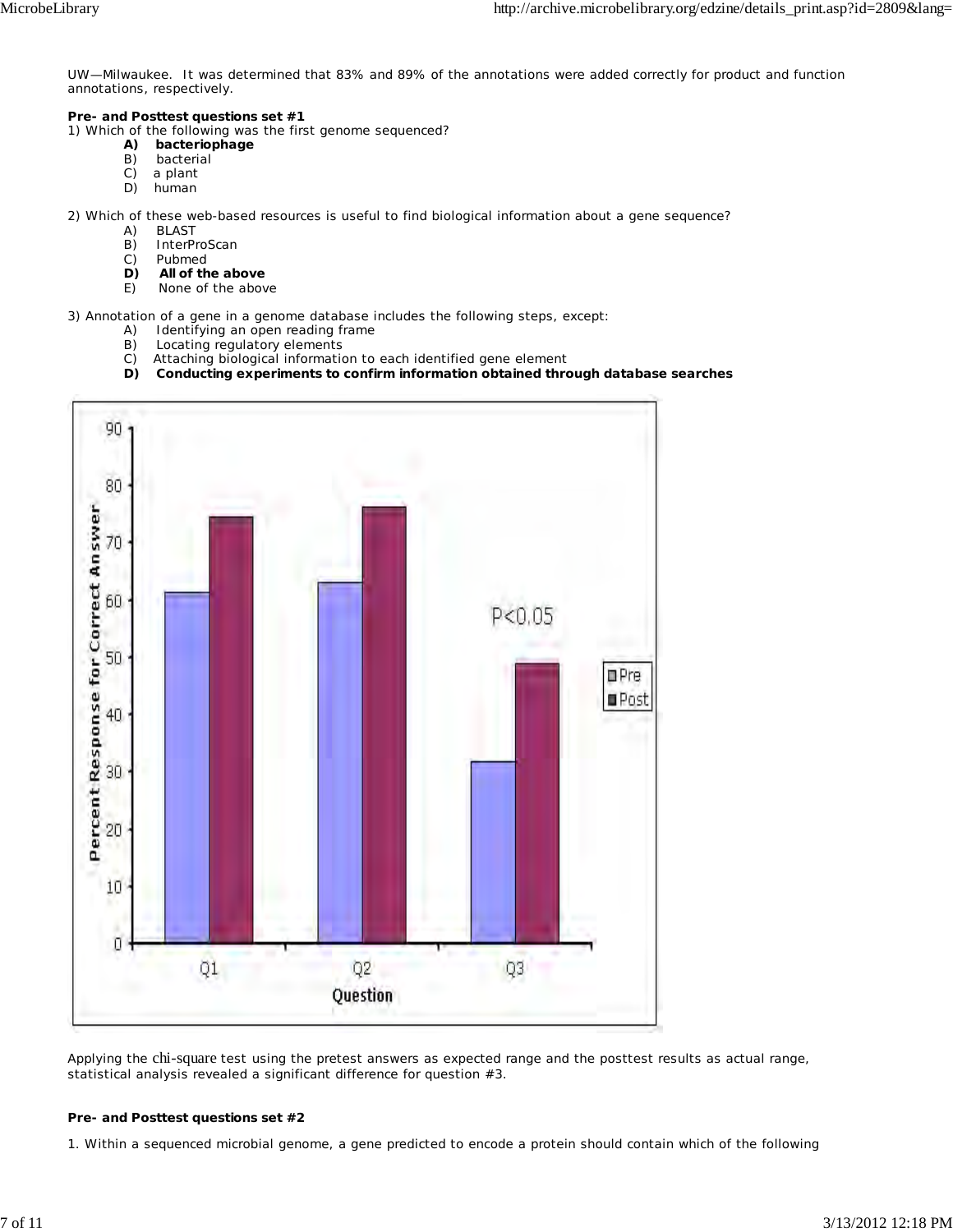UW—Milwaukee. It was determined that 83% and 89% of the annotations were added correctly for product and function annotations, respectively.

**Pre- and Posttest questions set #1**

1) Which of the following was the first genome sequenced?

- A) **bacteriophage**
- B) bacterial
- C) a plant
- D) human

2) Which of these web-based resources is useful to find biological information about a gene sequence?

- A) BLAST
- B) InterProScan
- C) Pubmed
- D) **All of the above**
- E) None of the above

3) Annotation of a gene in a genome database includes the following steps, except:

- A) Identifying an open reading frame
- B) Locating regulatory elements
- C) Attaching biological information to each identified gene element
- D) **Conducting experiments to confirm information obtained through database searches**

Applying the chi-square test using the pretest answers as expected range and the posttest results as actual range, statistical analysis revealed a significant difference for question #3.

**Pre- and Posttest questions set #2**

1. Within a sequenced microbial genome, a gene predicted to encode a protein should contain which of the following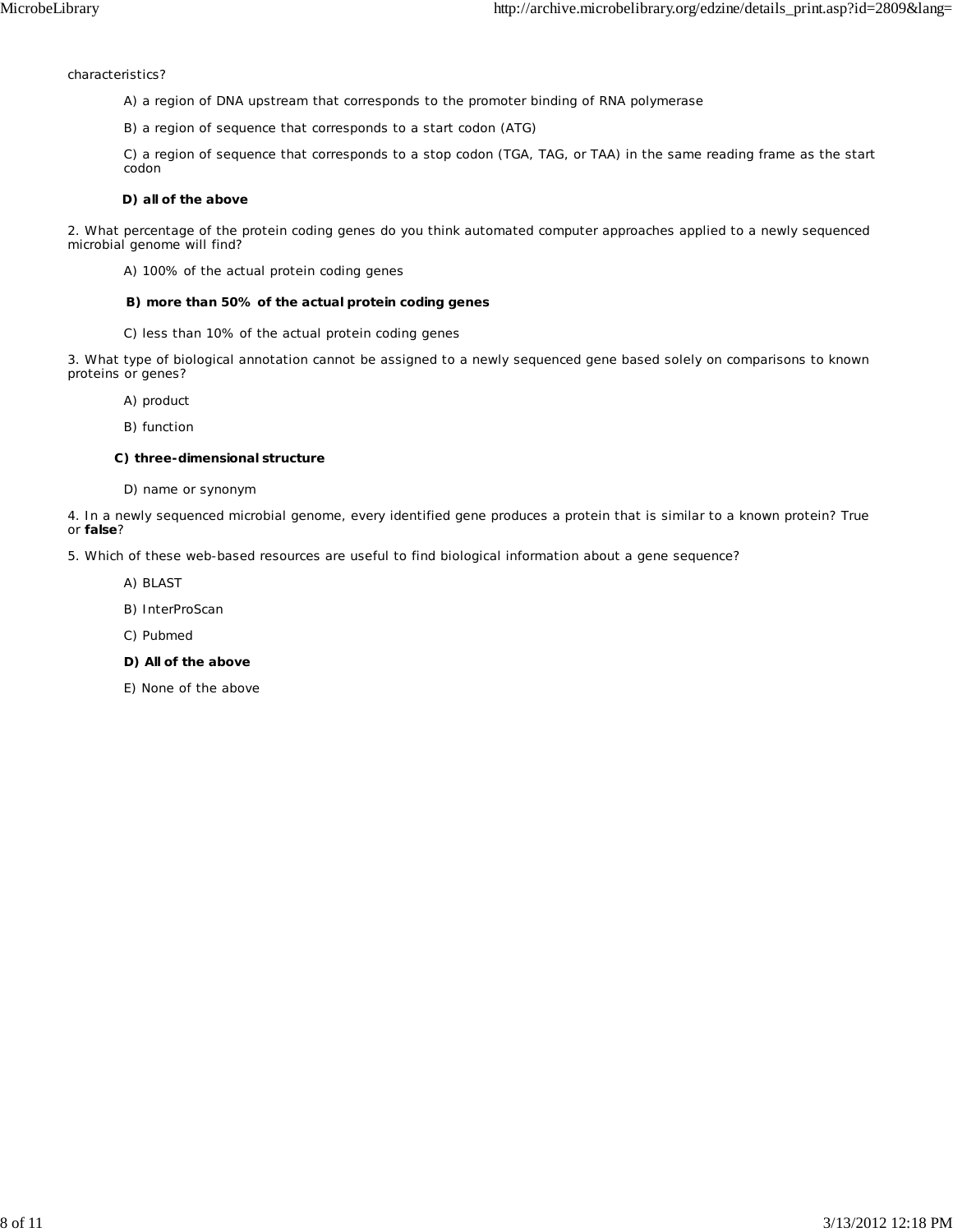characteristics?

A) a region of DNA upstream that corresponds to the promoter binding of RNA polymerase

B) a region of sequence that corresponds to a start codon (ATG)

C) a region of sequence that corresponds to a stop codon (TGA, TAG, or TAA) in the same reading frame as the start codon

**D) all of the above**

2. What percentage of the protein coding genes do you think automated computer approaches applied to a newly sequenced microbial genome will find?

A) 100% of the actual protein coding genes

**B) more than 50% of the actual protein coding genes**

C) less than 10% of the actual protein coding genes

3. What type of biological annotation cannot be assigned to a newly sequenced gene based solely on comparisons to known proteins or genes?

A) product

B) function

**C) three-dimensional structure**

D) name or synonym

4. In a newly sequenced microbial genome, every identified gene produces a protein that is similar to a known protein? True or **false**?

5. Which of these web-based resources are useful to find biological information about a gene sequence?

A) BLAST

B) InterProScan

C) Pubmed

**D) All of the above**

E) None of the above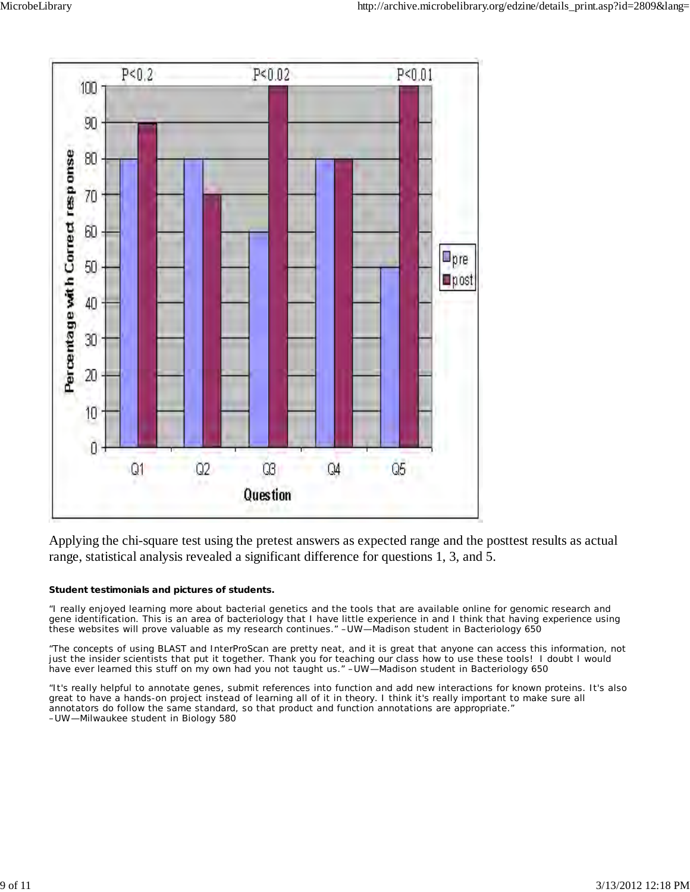| Question | pre | post |
|---|---|---|
| Q1 | 80 | 90 |
| Q2 | 80 | 70 |
| Q3 | 60 | 100 |
| Q4 | 80 | 80 |
| Q5 | 50 | 100 |

$P < 0.2$ (Q1), $P < 0.02$ (Q3), $P < 0.01$ (Q5)

Percentage with Correct response

Question

Applying the chi-square test using the pretest answers as expected range and the posttest results as actual range, statistical analysis revealed a significant difference for questions 1, 3, and 5.

**Student testimonials and pictures of students.**

"I really enjoyed learning more about bacterial genetics and the tools that are available online for genomic research and gene identification. This is an area of bacteriology that I have little experience in and I think that having experience using these websites will prove valuable as my research continues." –UW—Madison student in Bacteriology 650

"The concepts of using BLAST and InterProScan are pretty neat, and it is great that anyone can access this information, not just the insider scientists that put it together. Thank you for teaching our class how to use these tools! I doubt I would have ever learned this stuff on my own had you not taught us." –UW—Madison student in Bacteriology 650

"It's really helpful to annotate genes, submit references into function and add new interactions for known proteins. It's also great to have a hands-on project instead of learning all of it in theory. I think it's really important to make sure all annotators do follow the same standard, so that product and function annotations are appropriate."
–UW—Milwaukee student in Biology 580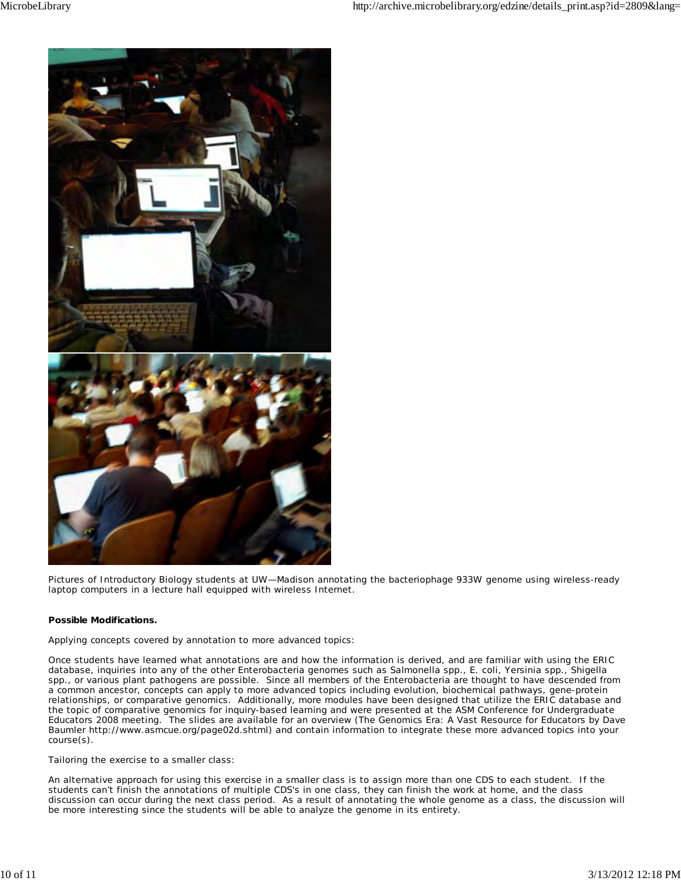Pictures of Introductory Biology students at UW—Madison annotating the bacteriophage 933W genome using wireless-ready laptop computers in a lecture hall equipped with wireless Internet.

**Possible Modifications.**

Applying concepts covered by annotation to more advanced topics:

Once students have learned what annotations are and how the information is derived, and are familiar with using the ERIC database, inquiries into any of the other Enterobacteria genomes such as Salmonella spp., E. coli, Yersinia spp., Shigella spp., or various plant pathogens are possible. Since all members of the Enterobacteria are thought to have descended from a common ancestor, concepts can apply to more advanced topics including evolution, biochemical pathways, gene-protein relationships, or comparative genomics. Additionally, more modules have been designed that utilize the ERIC database and the topic of comparative genomics for inquiry-based learning and were presented at the ASM Conference for Undergraduate Educators 2008 meeting. The slides are available for an overview (The Genomics Era: A Vast Resource for Educators by Dave Baumler http://www.asmcue.org/page02d.shtml) and contain information to integrate these more advanced topics into your course(s).

Tailoring the exercise to a smaller class:

An alternative approach for using this exercise in a smaller class is to assign more than one CDS to each student. If the students can't finish the annotations of multiple CDS's in one class, they can finish the work at home, and the class discussion can occur during the next class period. As a result of annotating the whole genome as a class, the discussion will be more interesting since the students will be able to analyze the genome in its entirety.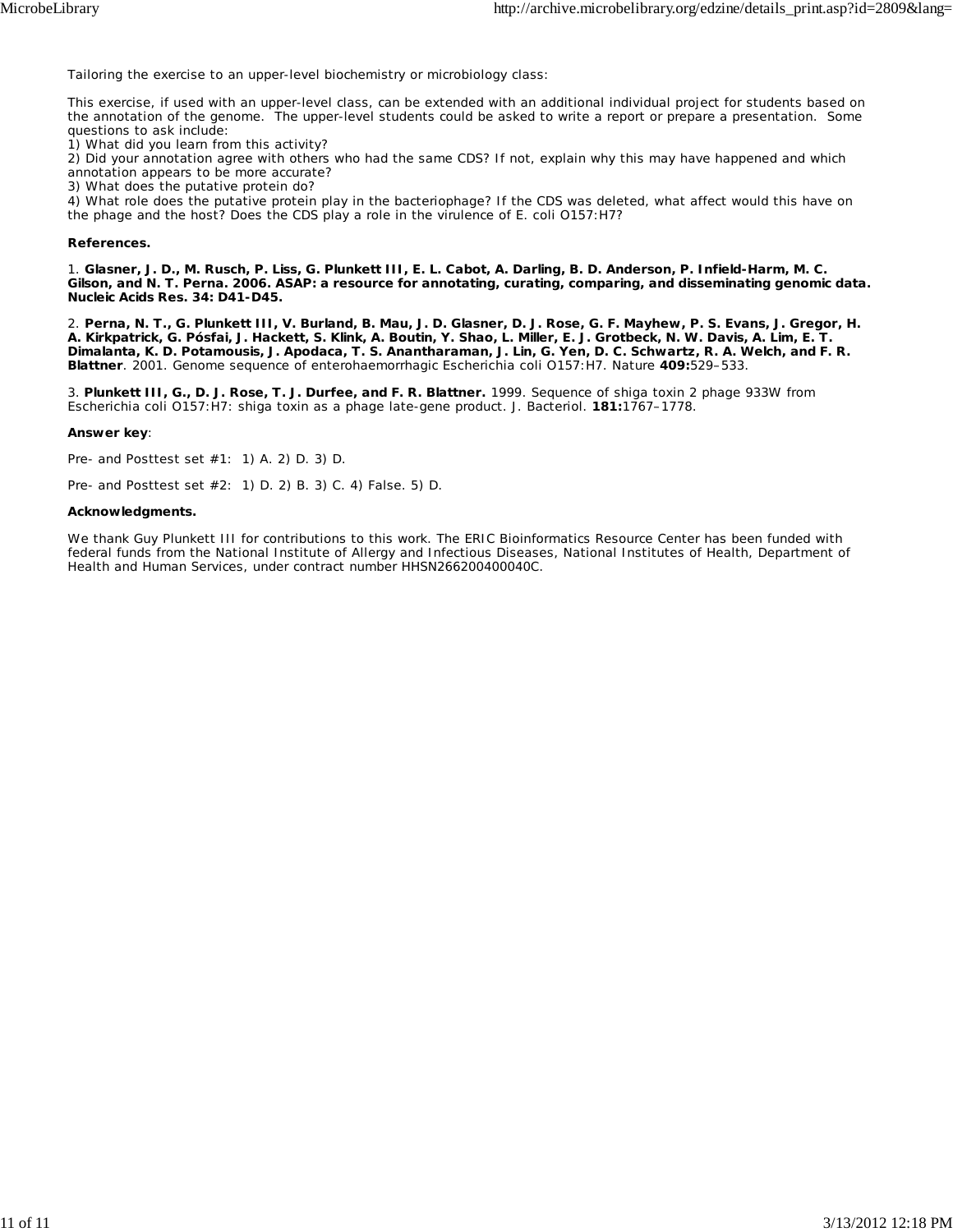Tailoring the exercise to an upper-level biochemistry or microbiology class:

This exercise, if used with an upper-level class, can be extended with an additional individual project for students based on the annotation of the genome. The upper-level students could be asked to write a report or prepare a presentation. Some questions to ask include:
1) What did you learn from this activity?
2) Did your annotation agree with others who had the same CDS? If not, explain why this may have happened and which annotation appears to be more accurate?
3) What does the putative protein do?
4) What role does the putative protein play in the bacteriophage? If the CDS was deleted, what affect would this have on the phage and the host? Does the CDS play a role in the virulence of E. coli O157:H7?

**References.**

1. **Glasner, J. D., M. Rusch, P. Liss, G. Plunkett III, E. L. Cabot, A. Darling, B. D. Anderson, P. Infield-Harm, M. C. Gilson, and N. T. Perna. 2006. ASAP: a resource for annotating, curating, comparing, and disseminating genomic data. Nucleic Acids Res. 34: D41-D45.**

2. **Perna, N. T., G. Plunkett III, V. Burland, B. Mau, J. D. Glasner, D. J. Rose, G. F. Mayhew, P. S. Evans, J. Gregor, H. A. Kirkpatrick, G. Pósfai, J. Hackett, S. Klink, A. Boutin, Y. Shao, L. Miller, E. J. Grotbeck, N. W. Davis, A. Lim, E. T. Dimalanta, K. D. Potamousis, J. Apodaca, T. S. Anantharaman, J. Lin, G. Yen, D. C. Schwartz, R. A. Welch, and F. R. Blattner**. 2001. Genome sequence of enterohaemorrhagic Escherichia coli O157:H7. Nature **409:**529–533.

3. **Plunkett III, G., D. J. Rose, T. J. Durfee, and F. R. Blattner.** 1999. Sequence of shiga toxin 2 phage 933W from Escherichia coli O157:H7: shiga toxin as a phage late-gene product. J. Bacteriol. **181:**1767–1778.

**Answer key**:

Pre- and Posttest set #1: 1) A. 2) D. 3) D.

Pre- and Posttest set #2: 1) D. 2) B. 3) C. 4) False. 5) D.

**Acknowledgments.**

We thank Guy Plunkett III for contributions to this work. The ERIC Bioinformatics Resource Center has been funded with federal funds from the National Institute of Allergy and Infectious Diseases, National Institutes of Health, Department of Health and Human Services, under contract number HHSN266200400040C.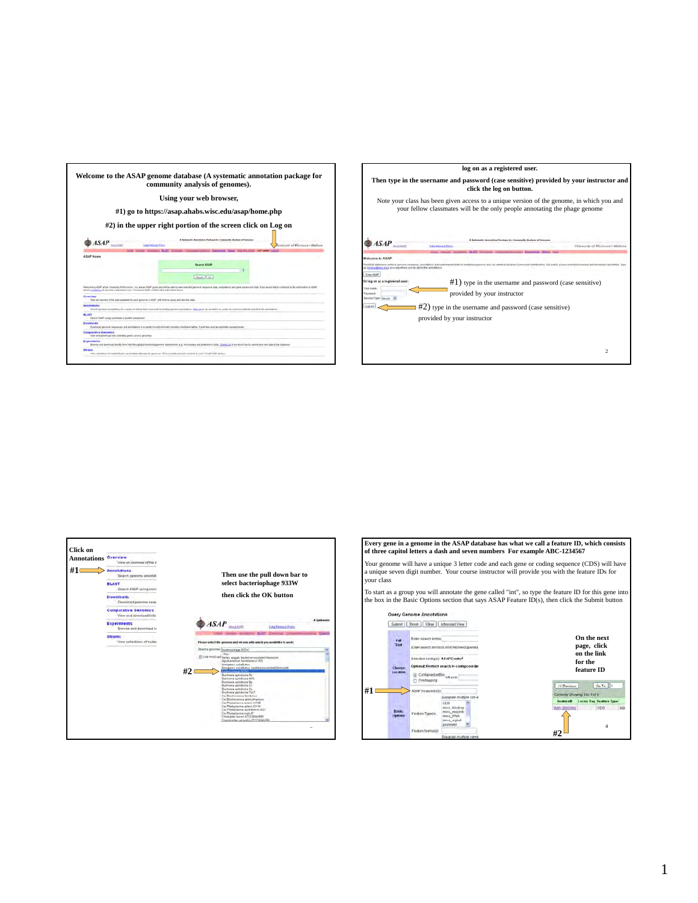Welcome to the ASAP genome database (A systematic annotation package for community analysis of genomes).

Using your web browser,

#1) go to https://asap.ahabs.wisc.edu/asap/home.php

#2) in the upper right portion of the screen click on Log on

---

log on as a registered user.

Then type in the username and password (case sensitive) provided by your instructor and click the log on button.

Note your class has been given access to a unique version of the genome, in which you and your fellow classmates will be the only people annotating the phage genome

#1) type in the username and password (case sensitive) provided by your instructor

#2) type in the username and password (case sensitive) provided by your instructor

---

Click on Annotations

#1

Then use the pull down bar to select bacteriophage 933W

then click the OK button

#2

---

Every gene in a genome in the ASAP database has what we call a feature ID, which consists of three capitol letters a dash and seven numbers For example ABC-1234567

Your genome will have a unique 3 letter code and each gene or coding sequence (CDS) will have a unique seven digit number. Your course instructor will provide you with the feature IDs for your class

To start as a group you will annotate the gene called "int", so type the feature ID for this gene into the box in the Basic Options section that says ASAP Feature ID(s), then click the Submit button

#1

On the next page, click on the link for the feature ID

#2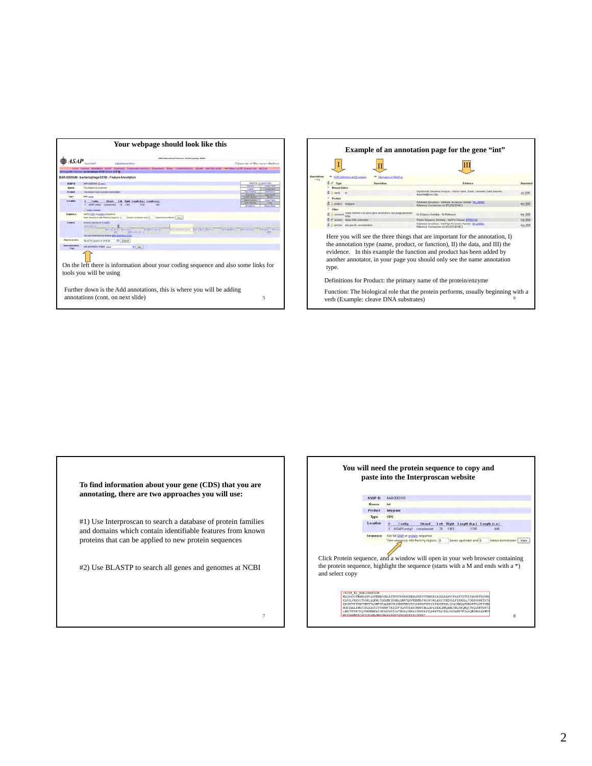## Your webpage should look like this

On the left there is information about your coding sequence and also some links for tools you will be using

Further down is the Add annotations, this is where you will be adding annotations (cont. on next slide)

## Example of an annotation page for the gene "int"

Here you will see the three things that are important for the annotation, I) the annotation type (name, product, or function), II) the data, and III) the evidence. In this example the function and product has been added by another annotator, in your page you should only see the name annotation type.

Definitions for Product: the primary name of the protein/enzyme

Function: The biological role that the protein performs, usually beginning with a verb (Example: cleave DNA substrates)

## To find information about your gene (CDS) that you are annotating, there are two approaches you will use:

#1) Use Interproscan to search a database of protein families and domains which contain identifiable features from known proteins that can be applied to new protein sequences

#2) Use BLASTP to search all genes and genomes at NCBI

## You will need the protein sequence to copy and paste into the Interproscan website

Click Protein sequence, and a window will open in your web browser containing the protein sequence, highlight the sequence (starts with a M and ends with a *) and select copy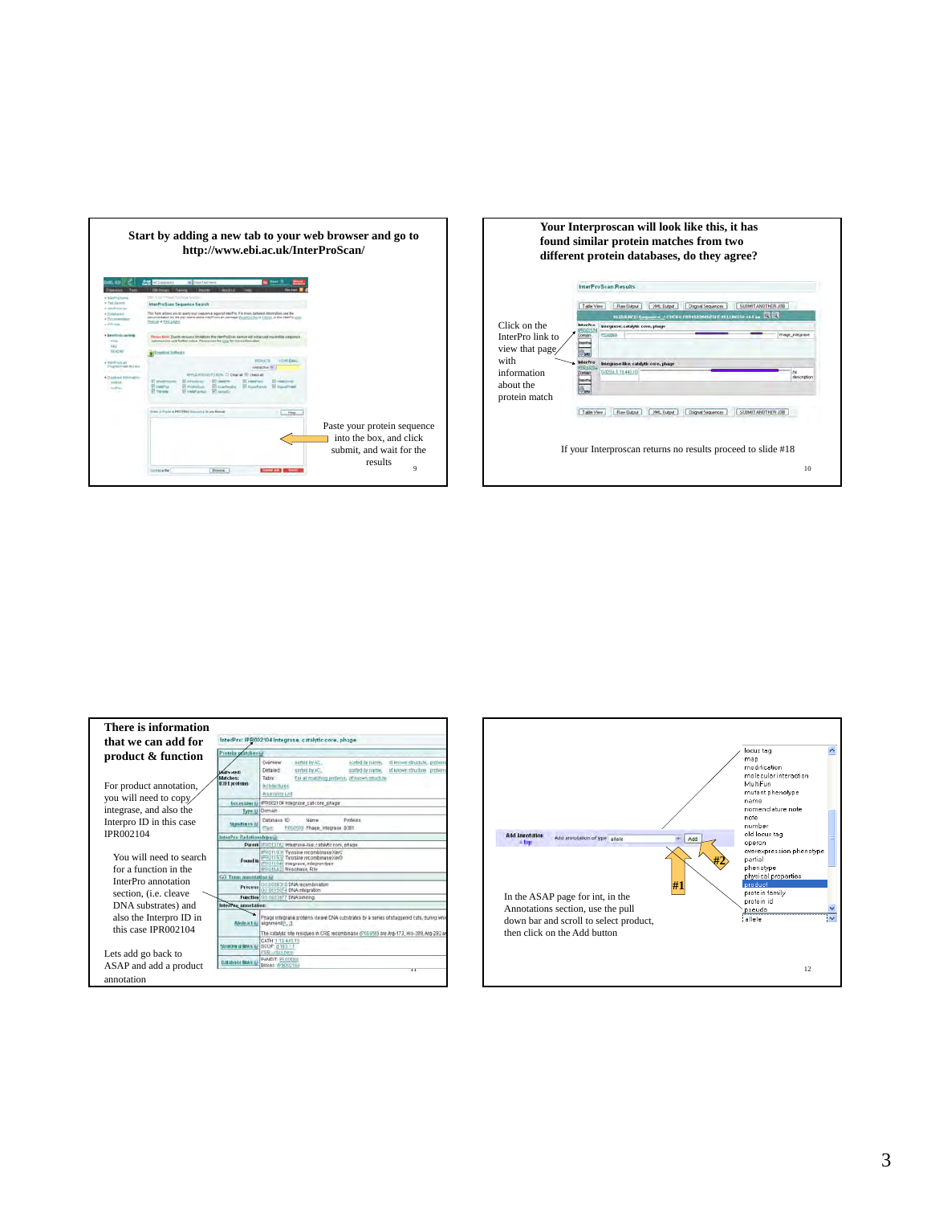Start by adding a new tab to your web browser and go to http://www.ebi.ac.uk/InterProScan/

Paste your protein sequence into the box, and click submit, and wait for the results

Your Interproscan will look like this, it has found similar protein matches from two different protein databases, do they agree?

Click on the InterPro link to view that page with information about the protein match

If your Interproscan returns no results proceed to slide #18

There is information that we can add for product & function

For product annotation, you will need to copy integrase, and also the Interpro ID in this case IPR002104

You will need to search for a function in the InterPro annotation section, (i.e. cleave DNA substrates) and also the Interpro ID in this case IPR002104

Lets add go back to ASAP and add a product annotation

In the ASAP page for int, in the Annotations section, use the pull down bar and scroll to select product, then click on the Add button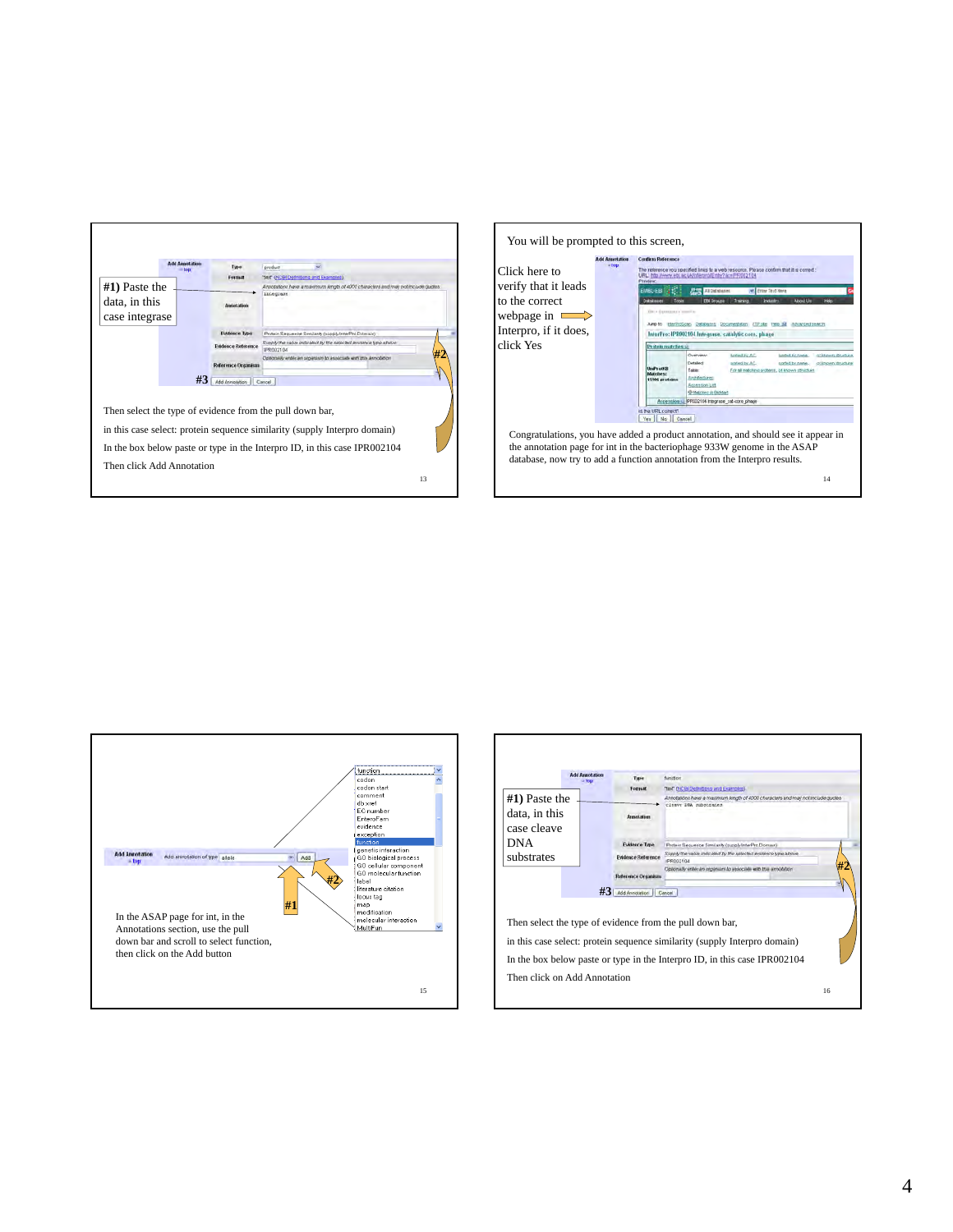**#1)** Paste the data, in this case integrase

#2

#3

Then select the type of evidence from the pull down bar,

in this case select: protein sequence similarity (supply Interpro domain)

In the box below paste or type in the Interpro ID, in this case IPR002104

Then click Add Annotation

---

You will be prompted to this screen,

Click here to verify that it leads to the correct webpage in Interpro, if it does, click Yes

Congratulations, you have added a product annotation, and should see it appear in the annotation page for int in the bacteriophage 933W genome in the ASAP database, now try to add a function annotation from the Interpro results.

---

#1

#2

In the ASAP page for int, in the Annotations section, use the pull down bar and scroll to select function, then click on the Add button

---

**#1)** Paste the data, in this case cleave DNA substrates

#2

#3

Then select the type of evidence from the pull down bar,

in this case select: protein sequence similarity (supply Interpro domain)

In the box below paste or type in the Interpro ID, in this case IPR002104

Then click on Add Annotation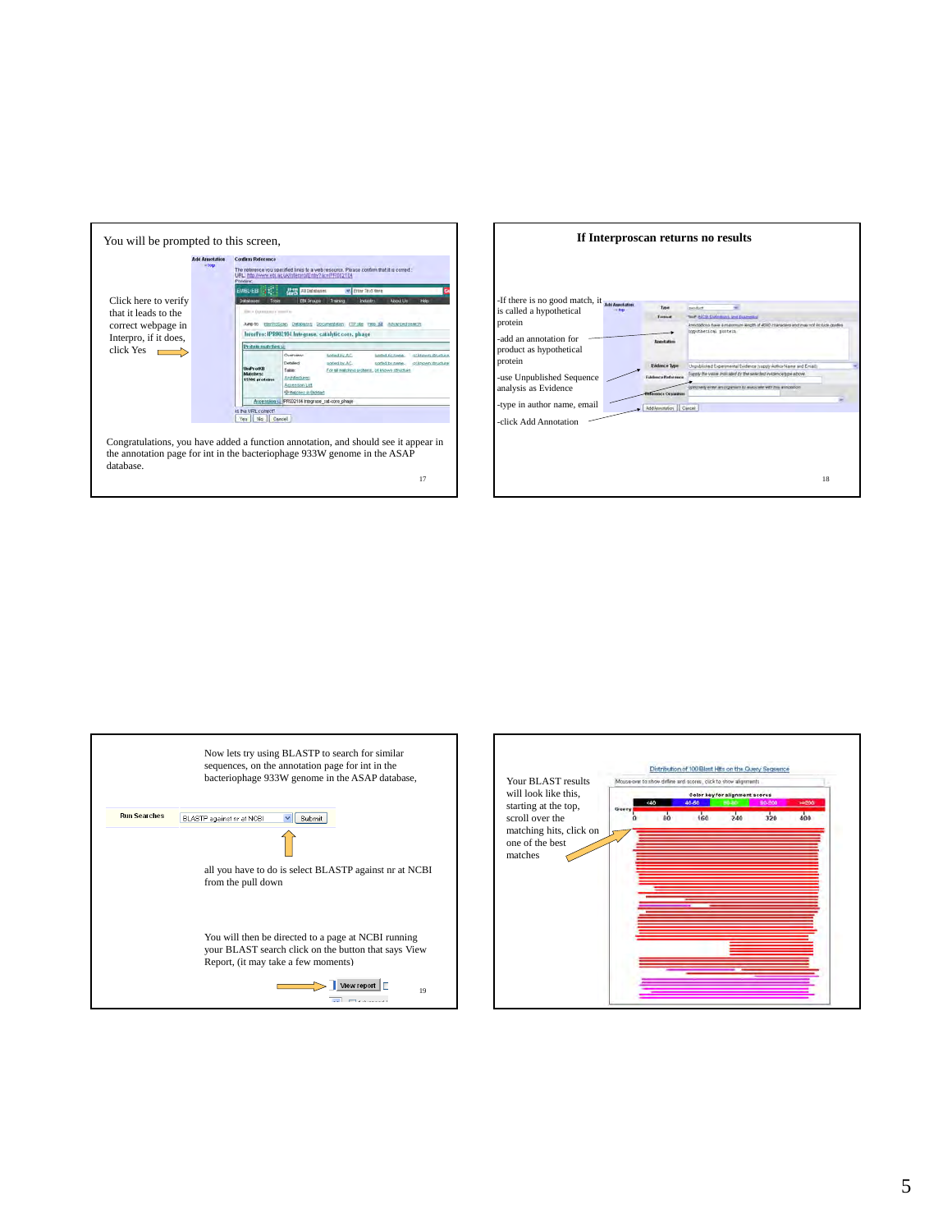You will be prompted to this screen,

Click here to verify that it leads to the correct webpage in Interpro, if it does, click Yes

Congratulations, you have added a function annotation, and should see it appear in the annotation page for int in the bacteriophage 933W genome in the ASAP database.

## If Interproscan returns no results

- -If there is no good match, it is called a hypothetical protein
- -add an annotation for product as hypothetical protein
- -use Unpublished Sequence analysis as Evidence
- -type in author name, email
- -click Add Annotation

Now lets try using BLASTP to search for similar sequences, on the annotation page for int in the bacteriophage 933W genome in the ASAP database,

all you have to do is select BLASTP against nr at NCBI from the pull down

You will then be directed to a page at NCBI running your BLAST search click on the button that says View Report, (it may take a few moments)

Your BLAST results will look like this, starting at the top, scroll over the matching hits, click on one of the best matches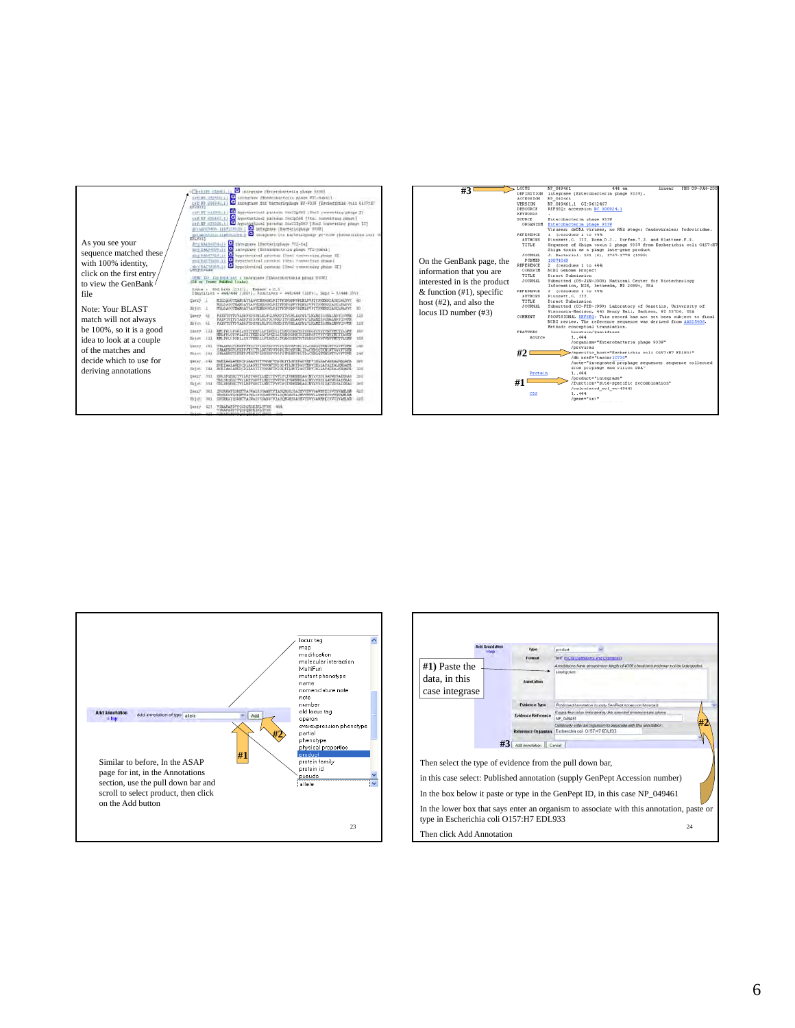As you see your sequence matched these with 100% identity, click on the first entry to view the GenBank file

Note: Your BLAST match will not always be 100%, so it is a good idea to look at a couple of the matches and decide which to use for deriving annotations

On the GenBank page, the information that you are interested in is the product & function (#1), specific host (#2), and also the locus ID number (#3)

Similar to before, In the ASAP page for int, in the Annotations section, use the pull down bar and scroll to select product, then click on the Add button

#1) Paste the data, in this case integrase

Then select the type of evidence from the pull down bar,

in this case select: Published annotation (supply GenPept Accession number)

In the box below it paste or type in the GenPept ID, in this case NP_049461

In the lower box that says enter an organism to associate with this annotation, paste or type in Escherichia coli O157:H7 EDL933

Then click Add Annotation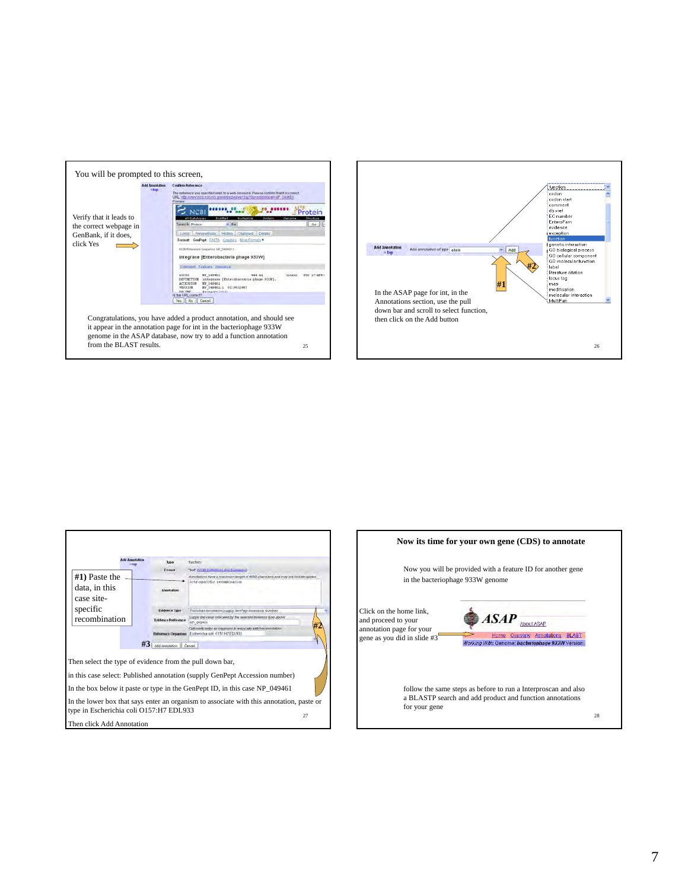You will be prompted to this screen,

Verify that it leads to the correct webpage in GenBank, if it does, click Yes

Congratulations, you have added a product annotation, and should see it appear in the annotation page for int in the bacteriophage 933W genome in the ASAP database, now try to add a function annotation from the BLAST results.

In the ASAP page for int, in the Annotations section, use the pull down bar and scroll to select function, then click on the Add button

**#1)** Paste the data, in this case site-specific recombination

Then select the type of evidence from the pull down bar,

in this case select: Published annotation (supply GenPept Accession number)

In the box below it paste or type in the GenPept ID, in this case NP_049461

In the lower box that says enter an organism to associate with this annotation, paste or type in Escherichia coli O157:H7 EDL933

Then click Add Annotation

## Now its time for your own gene (CDS) to annotate

Now you will be provided with a feature ID for another gene in the bacteriophage 933W genome

Click on the home link, and proceed to your annotation page for your gene as you did in slide #3

follow the same steps as before to run a Interproscan and also a BLASTP search and add product and function annotations for your gene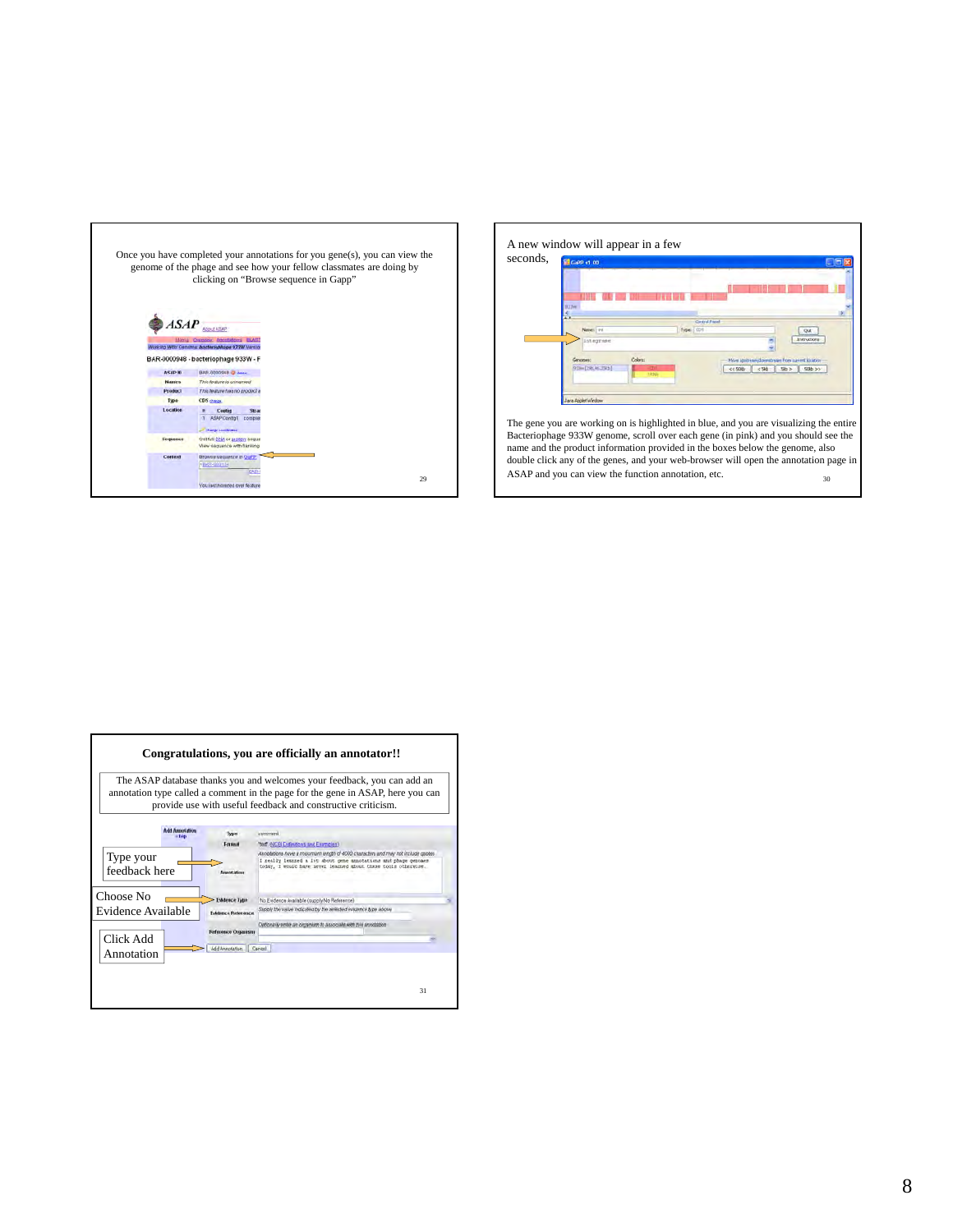Once you have completed your annotations for you gene(s), you can view the genome of the phage and see how your fellow classmates are doing by clicking on "Browse sequence in Gapp"

A new window will appear in a few seconds,

The gene you are working on is highlighted in blue, and you are visualizing the entire Bacteriophage 933W genome, scroll over each gene (in pink) and you should see the name and the product information provided in the boxes below the genome, also double click any of the genes, and your web-browser will open the annotation page in ASAP and you can view the function annotation, etc.

**Congratulations, you are officially an annotator!!**

The ASAP database thanks you and welcomes your feedback, you can add an annotation type called a comment in the page for the gene in ASAP, here you can provide use with useful feedback and constructive criticism.

Type your feedback here

Choose No Evidence Available

Click Add Annotation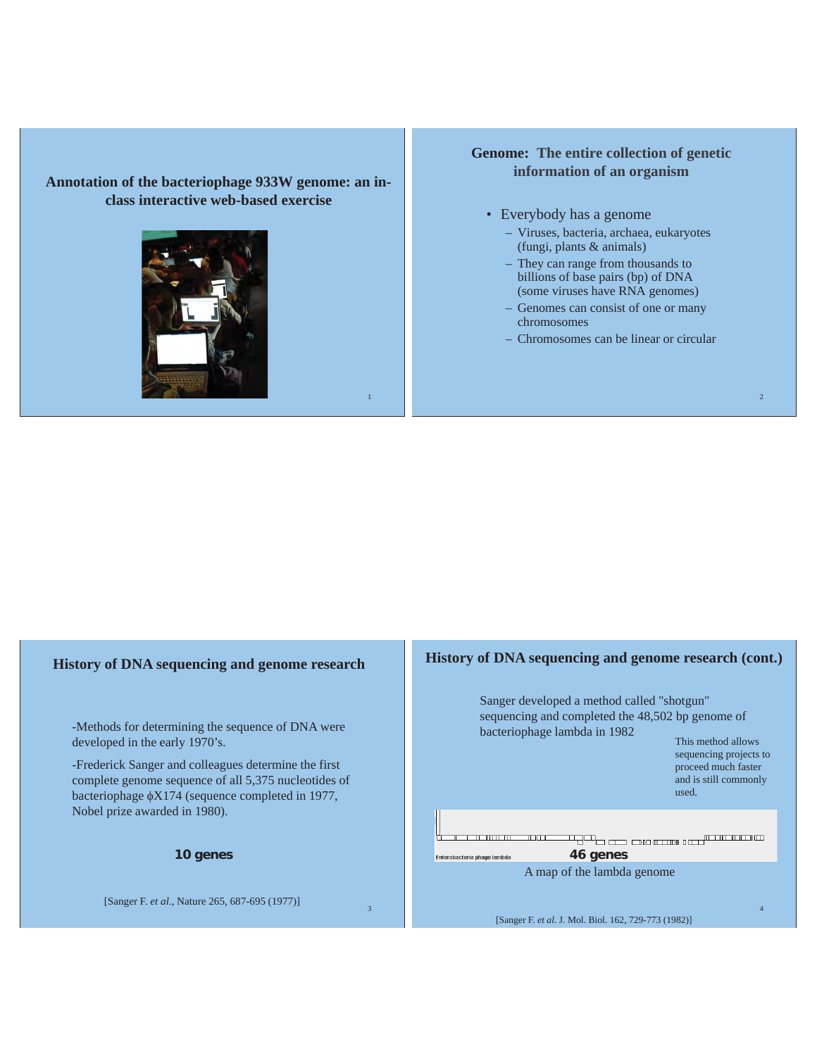## Annotation of the bacteriophage 933W genome: an in-class interactive web-based exercise

## Genome: The entire collection of genetic information of an organism

- Everybody has a genome
  - Viruses, bacteria, archaea, eukaryotes (fungi, plants & animals)
  - They can range from thousands to billions of base pairs (bp) of DNA (some viruses have RNA genomes)
  - Genomes can consist of one or many chromosomes
  - Chromosomes can be linear or circular

## History of DNA sequencing and genome research

-Methods for determining the sequence of DNA were developed in the early 1970's.

-Frederick Sanger and colleagues determine the first complete genome sequence of all 5,375 nucleotides of bacteriophage ϕX174 (sequence completed in 1977, Nobel prize awarded in 1980).

**10 genes**

[Sanger F. *et al*., Nature 265, 687-695 (1977)]

## History of DNA sequencing and genome research (cont.)

Sanger developed a method called "shotgun" sequencing and completed the 48,502 bp genome of bacteriophage lambda in 1982

This method allows sequencing projects to proceed much faster and is still commonly used.

Enterobacteria phage lambda

**46 genes**

A map of the lambda genome

[Sanger F. *et al.* J. Mol. Biol. 162, 729-773 (1982)]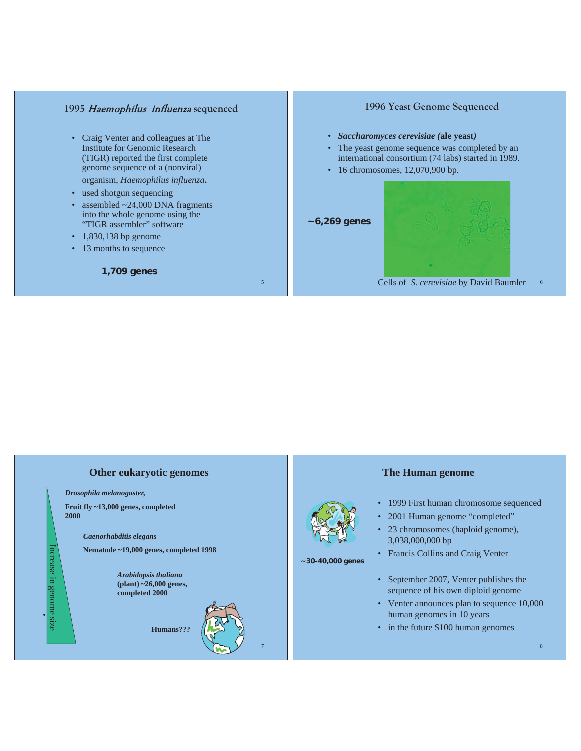## 1995 *Haemophilus influenza* sequenced

- Craig Venter and colleagues at The Institute for Genomic Research (TIGR) reported the first complete genome sequence of a (nonviral) organism, *Haemophilus influenza*.
- used shotgun sequencing
- assembled ~24,000 DNA fragments into the whole genome using the "TIGR assembler" software
- 1,830,138 bp genome
- 13 months to sequence

**1,709 genes**

## 1996 Yeast Genome Sequenced

- ***Saccharomyces cerevisiae (*****ale yeast*****)***
- The yeast genome sequence was completed by an international consortium (74 labs) started in 1989.
- 16 chromosomes, 12,070,900 bp.

**~6,269 genes**

Cells of *S. cerevisiae* by David Baumler

## Other eukaryotic genomes

***Drosophila melanogaster,***

**Fruit fly ~13,000 genes, completed 2000**

***Caenorhabditis elegans***

**Nematode ~19,000 genes, completed 1998**

***Arabidopsis thaliana***
**(plant) ~26,000 genes, completed 2000**

**Humans???**

Increase in genome size

## The Human genome

- 1999 First human chromosome sequenced
- 2001 Human genome "completed"
- 23 chromosomes (haploid genome), 3,038,000,000 bp
- Francis Collins and Craig Venter

**~30-40,000 genes**

- September 2007, Venter publishes the sequence of his own diploid genome
- Venter announces plan to sequence 10,000 human genomes in 10 years
- in the future $100 human genomes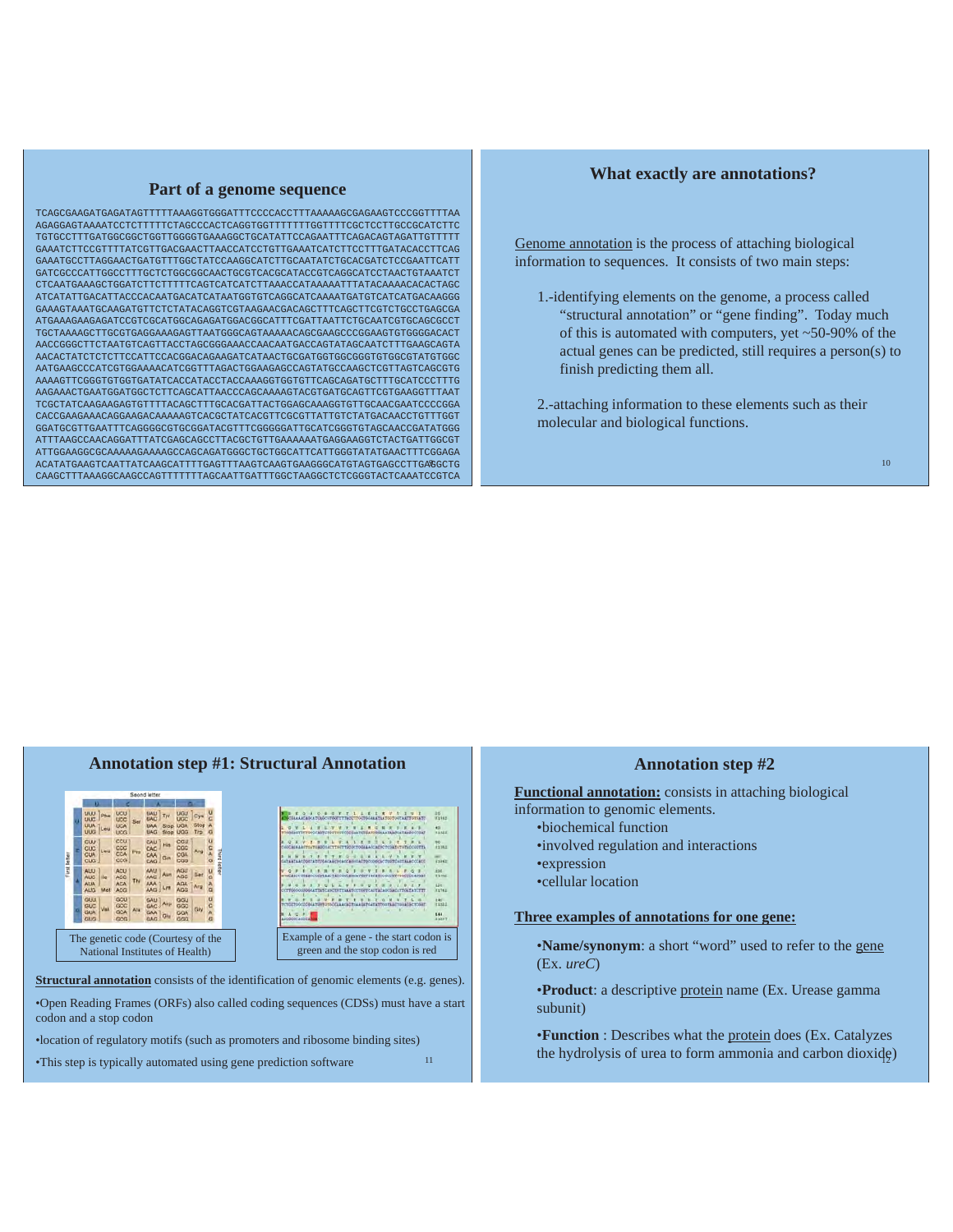## Part of a genome sequence

```
TCAGCGAAGATGAGATAGTTTTTAAAGGTGGGATTTCCCCACCTTTAAAAAGCGAGAAGTCCCGGTTTTAA
AGAGGAGTAAAATCCTCTTTTTCTAGCCCACTCAGGTGGTTTTTTTGGTTTTCGCTCCTTGCCGCATCTTC
TGTGCCTTTGATGGCGGCTGGTTGGGGTGAAAGGCTGCATATTCCAGAATTTCAGACAGTAGATTGTTTTT
GAAATCTTCCGTTTTATCGTTGACGAACTTAACCATCCTGTTGAAATCATCTTCCTTTGATACACCTTCAG
GAAATGCCTTAGGAACTGATGTTTGGCTATCCAAGGCATCTTGCAATATCTGCACGATCTCCGAATTCATT
GATCGCCCATTGGCCTTTGCTCTGGCGGCAACTGCGTCACGCATACCGTCAGGCATCCTAACTGTAAATCT
CTCAATGAAAGCTGGATCTTCTTTTTCAGTCATCATCTTAAACCATAAAAATTTATACAAAACACACTAGC
ATCATATTGACATTACCCACAATGACATCATAATGGTGTCAGGCATCAAAATGATGTCATCATGACAAGGG
GAAAGTAAATGCAAGATGTTCTCTATACAGGTCGTAAGAACGACAGCTTTCAGCTTCGTCTGCCTGAGCGA
ATGAAAGAAGAGATCCGTCGCATGGCAGAGATGGACGGCATTTCGATTAATTCTGCAATCGTGCAGCGCCT
TGCTAAAAGCTTGCGTGAGGAAAGAGTTAATGGGCAGTAAAAACAGCGAAGCCCGGAAGTGTGGGGACACT
AACCGGGCTTCTAATGTCAGTTACCTAGCGGGAAACCAACAATGACCAGTATAGCAATCTTTGAAGCAGTA
AACACTATCTCTCTTCCATTCCACGGACAGAAGATCATAACTGCGATGGTGGCGGGTGTGGCGTATGTGGC
AATGAAGCCCATCGTGGAAAACATCGGTTTAGACTGGAAGAGCCAGTATGCCAAGCTCGTTAGTCAGCGTG
AAAAGTTCGGGTGTGGTGATATCACCATACCTACCAAAGGTGGTGTTCAGCAGATGCTTTGCATCCCTTTG
AAGAAACTGAATGGATGGCTCTTCAGCATTAACCCAGCAAAAGTACGTGATGCAGTTCGTGAAGGTTTAAT
TCGCTATCAAGAAGAGTGTTTTACAGCTTTGCACGATTACTGGAGCAAAGGTGTTGCACAACGAATCCCCGGA
CACCGAAGAAACAGGAAGACAAAAAGTCACGCTATCACGTTCGCGTTATTGTCTATGACAACCTGTTTGGT
GGATGCGTTGAATTTCAGGGGCGTGCGGATACGTTTCGGGGGATTGCATCGGGTGTAGCAACCGATATGGG
ATTTAAGCCAACAGGATTTATCGAGCAGCCTTACGCTGTTGAAAAAATGAGGAAGGTCTACTGATTGGCGT
ATTGGAAGGCGCAAAAAGAAAAGCCAGCAGATGGGCTGCTGGCATTCATTGGGTATATGAACTTTCGGAGA
ACATATGAAGTCAATTATCAAGCATTTTGAGTTTAAGTCAAGTGAAGGGCATGTAGTGAGCCTTGAGGCTG
CAAGCTTTAAAGGCAAGCCAGTTTTTTTAGCAATTGATTTGGCTAAGGCTCTCGGGTACTCAAATCCGTCA
```

## What exactly are annotations?

Genome annotation is the process of attaching biological information to sequences. It consists of two main steps:

1.-identifying elements on the genome, a process called "structural annotation" or "gene finding". Today much of this is automated with computers, yet ~50-90% of the actual genes can be predicted, still requires a person(s) to finish predicting them all.

2.-attaching information to these elements such as their molecular and biological functions.

## Annotation step #1: Structural Annotation

The genetic code (Courtesy of the National Institutes of Health)

Example of a gene - the start codon is green and the stop codon is red

**Structural annotation** consists of the identification of genomic elements (e.g. genes).

•Open Reading Frames (ORFs) also called coding sequences (CDSs) must have a start codon and a stop codon

•location of regulatory motifs (such as promoters and ribosome binding sites)

•This step is typically automated using gene prediction software

## Annotation step #2

**Functional annotation:** consists in attaching biological information to genomic elements.

- •biochemical function
- •involved regulation and interactions
- •expression
- •cellular location

**Three examples of annotations for one gene:**

•**Name/synonym**: a short "word" used to refer to the gene (Ex. *ureC*)

•**Product**: a descriptive protein name (Ex. Urease gamma subunit)

•**Function** : Describes what the protein does (Ex. Catalyzes the hydrolysis of urea to form ammonia and carbon dioxide)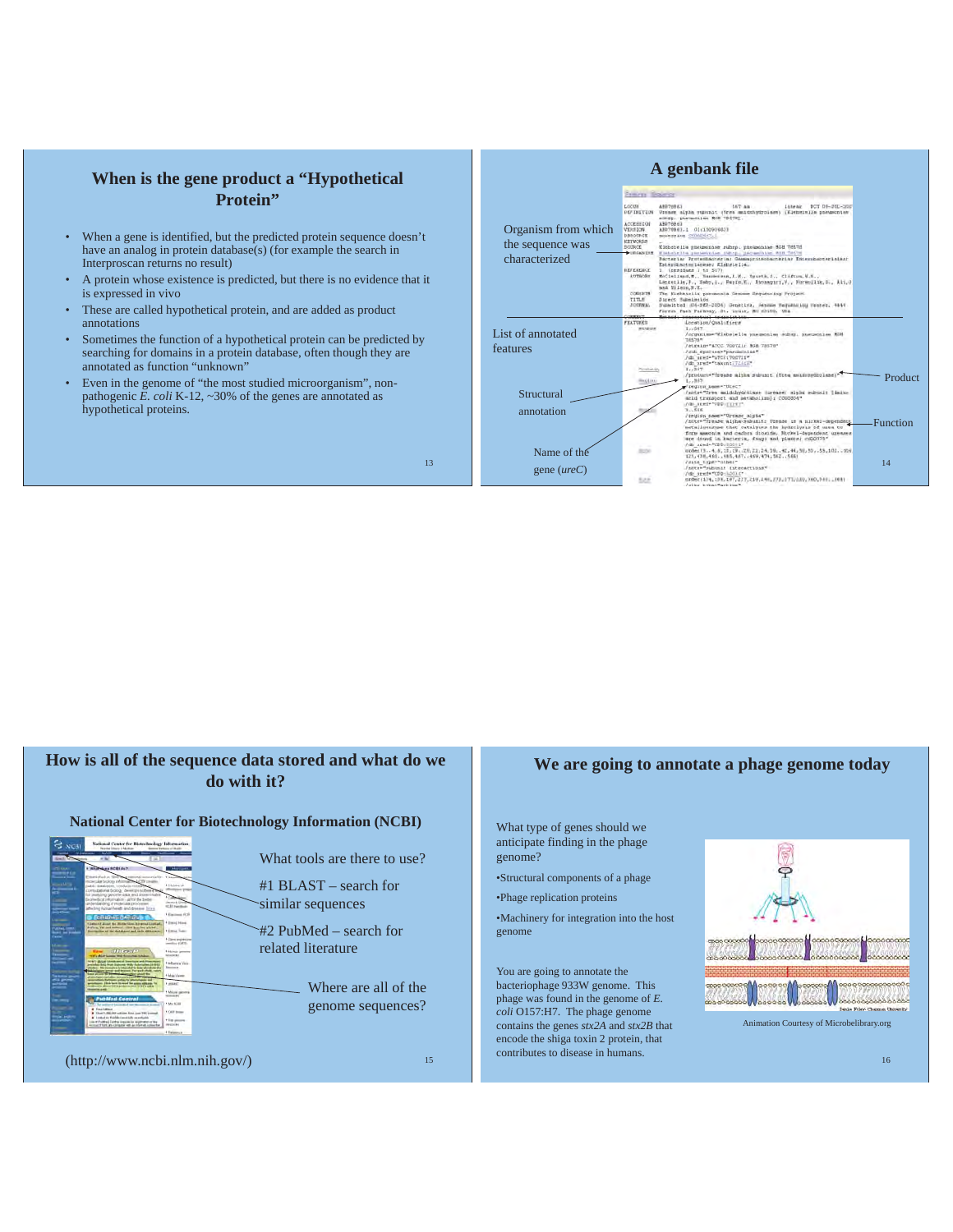## When is the gene product a "Hypothetical Protein"

- When a gene is identified, but the predicted protein sequence doesn't have an analog in protein database(s) (for example the search in Interproscan returns no result)
- A protein whose existence is predicted, but there is no evidence that it is expressed in vivo
- These are called hypothetical protein, and are added as product annotations
- Sometimes the function of a hypothetical protein can be predicted by searching for domains in a protein database, often though they are annotated as function "unknown"
- Even in the genome of "the most studied microorganism", non-pathogenic *E. coli* K-12, ~30% of the genes are annotated as hypothetical proteins.

## A genbank file

Organism from which the sequence was characterized

List of annotated features

Structural annotation

Name of the gene (*ureC*)

Product

Function

## How is all of the sequence data stored and what do we do with it?

### National Center for Biotechnology Information (NCBI)

What tools are there to use?

#1 BLAST – search for similar sequences

#2 PubMed – search for related literature

Where are all of the genome sequences?

(http://www.ncbi.nlm.nih.gov/)

## We are going to annotate a phage genome today

What type of genes should we anticipate finding in the phage genome?

- Structural components of a phage
- Phage replication proteins
- Machinery for integration into the host genome

You are going to annotate the bacteriophage 933W genome. This phage was found in the genome of *E. coli* O157:H7. The phage genome contains the genes *stx2A* and *stx2B* that encode the shiga toxin 2 protein, that contributes to disease in humans.

Animation Courtesy of Microbelibrary.org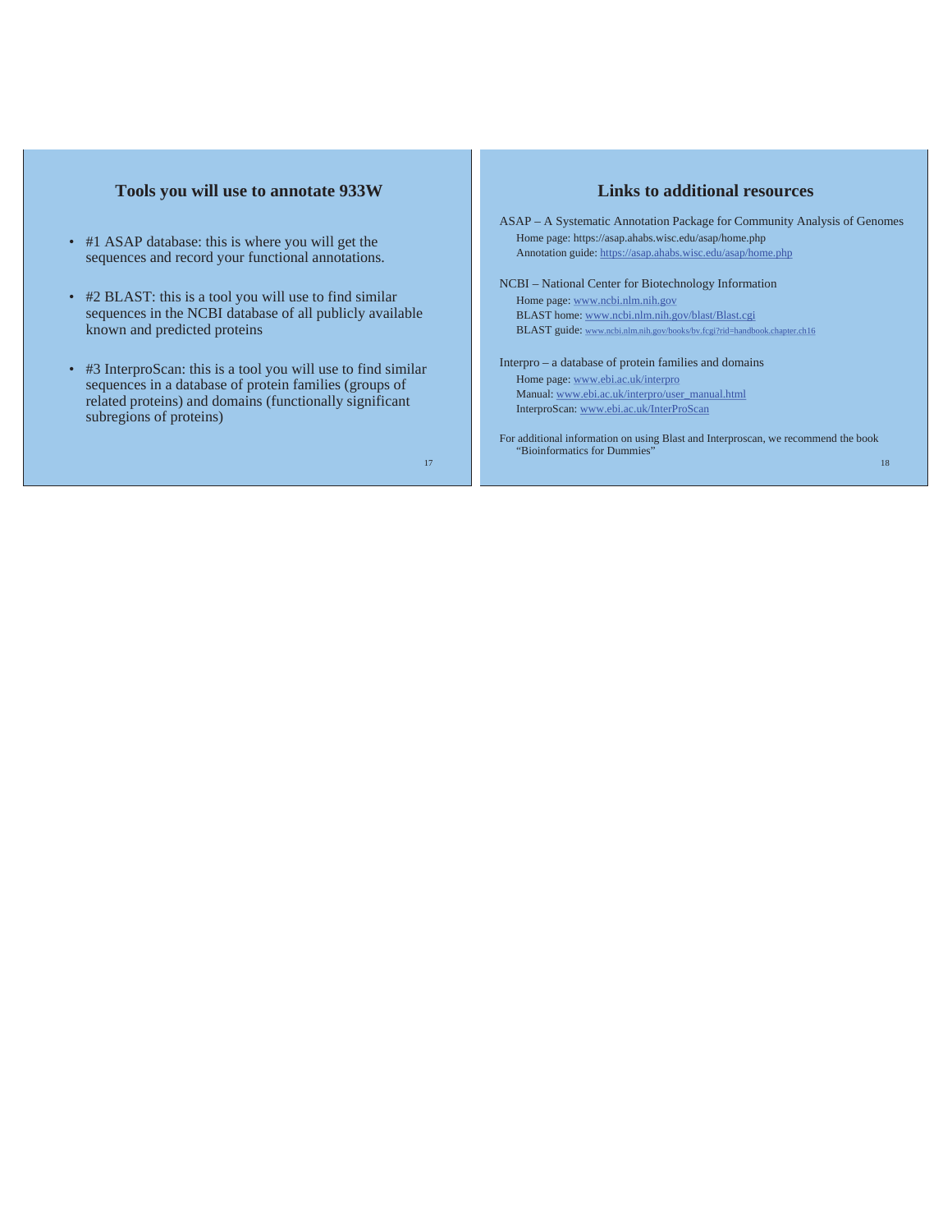## Tools you will use to annotate 933W

- #1 ASAP database: this is where you will get the sequences and record your functional annotations.
- #2 BLAST: this is a tool you will use to find similar sequences in the NCBI database of all publicly available known and predicted proteins
- #3 InterproScan: this is a tool you will use to find similar sequences in a database of protein families (groups of related proteins) and domains (functionally significant subregions of proteins)

## Links to additional resources

ASAP – A Systematic Annotation Package for Community Analysis of Genomes

- Home page: https://asap.ahabs.wisc.edu/asap/home.php
- Annotation guide: https://asap.ahabs.wisc.edu/asap/home.php

NCBI – National Center for Biotechnology Information

- Home page: www.ncbi.nlm.nih.gov
- BLAST home: www.ncbi.nlm.nih.gov/blast/Blast.cgi
- BLAST guide: www.ncbi.nlm.nih.gov/books/bv.fcgi?rid=handbook.chapter.ch16

Interpro – a database of protein families and domains

- Home page: www.ebi.ac.uk/interpro
- Manual: www.ebi.ac.uk/interpro/user_manual.html
- InterproScan: www.ebi.ac.uk/InterProScan

For additional information on using Blast and Interproscan, we recommend the book "Bioinformatics for Dummies"